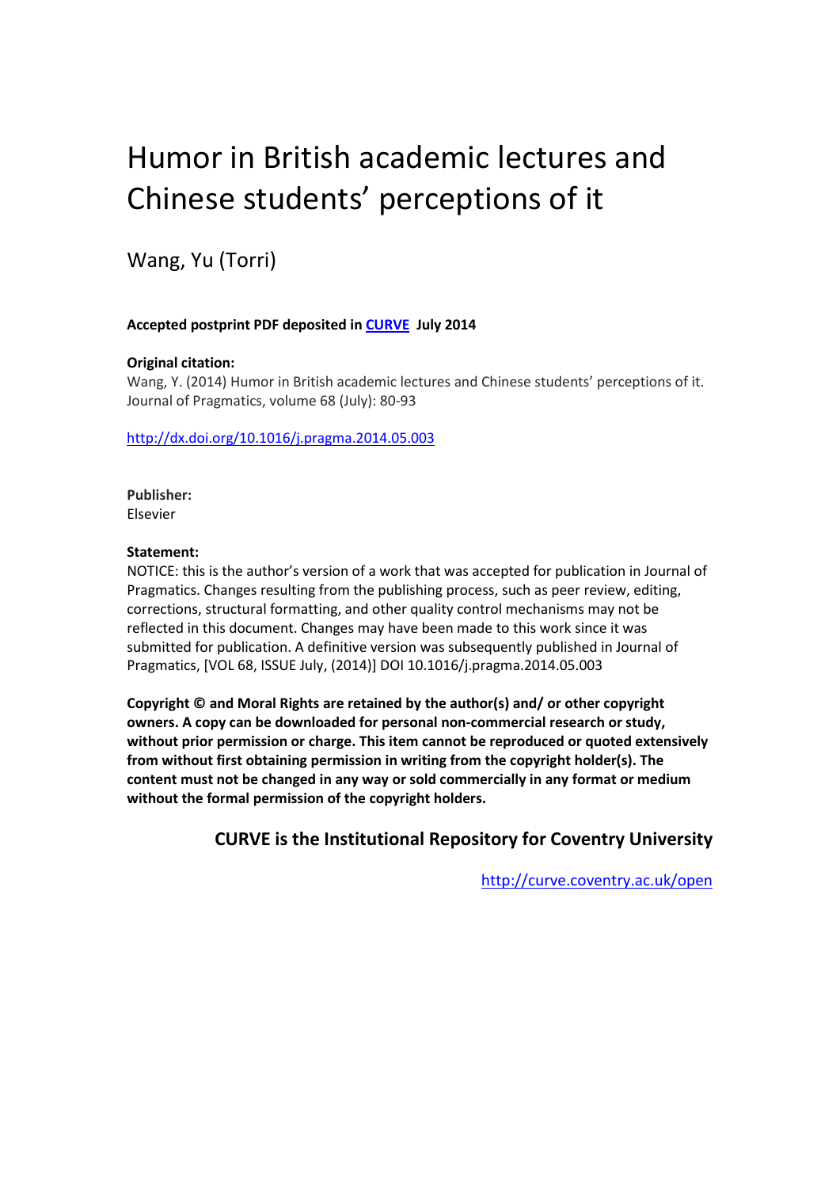# Humor in British academic lectures and Chinese students' perceptions of it

Wang, Yu (Torri)

**Accepted postprint PDF deposited in [CURVE](http://curve.coventry.ac.uk/open) July 2014**

**Original citation:**
Wang, Y. (2014) Humor in British academic lectures and Chinese students' perceptions of it. Journal of Pragmatics, volume 68 (July): 80-93

http://dx.doi.org/10.1016/j.pragma.2014.05.003

**Publisher:**
Elsevier

**Statement:**
NOTICE: this is the author's version of a work that was accepted for publication in Journal of Pragmatics. Changes resulting from the publishing process, such as peer review, editing, corrections, structural formatting, and other quality control mechanisms may not be reflected in this document. Changes may have been made to this work since it was submitted for publication. A definitive version was subsequently published in Journal of Pragmatics, [VOL 68, ISSUE July, (2014)] DOI 10.1016/j.pragma.2014.05.003

**Copyright © and Moral Rights are retained by the author(s) and/ or other copyright owners. A copy can be downloaded for personal non-commercial research or study, without prior permission or charge. This item cannot be reproduced or quoted extensively from without first obtaining permission in writing from the copyright holder(s). The content must not be changed in any way or sold commercially in any format or medium without the formal permission of the copyright holders.**

**CURVE is the Institutional Repository for Coventry University**

http://curve.coventry.ac.uk/open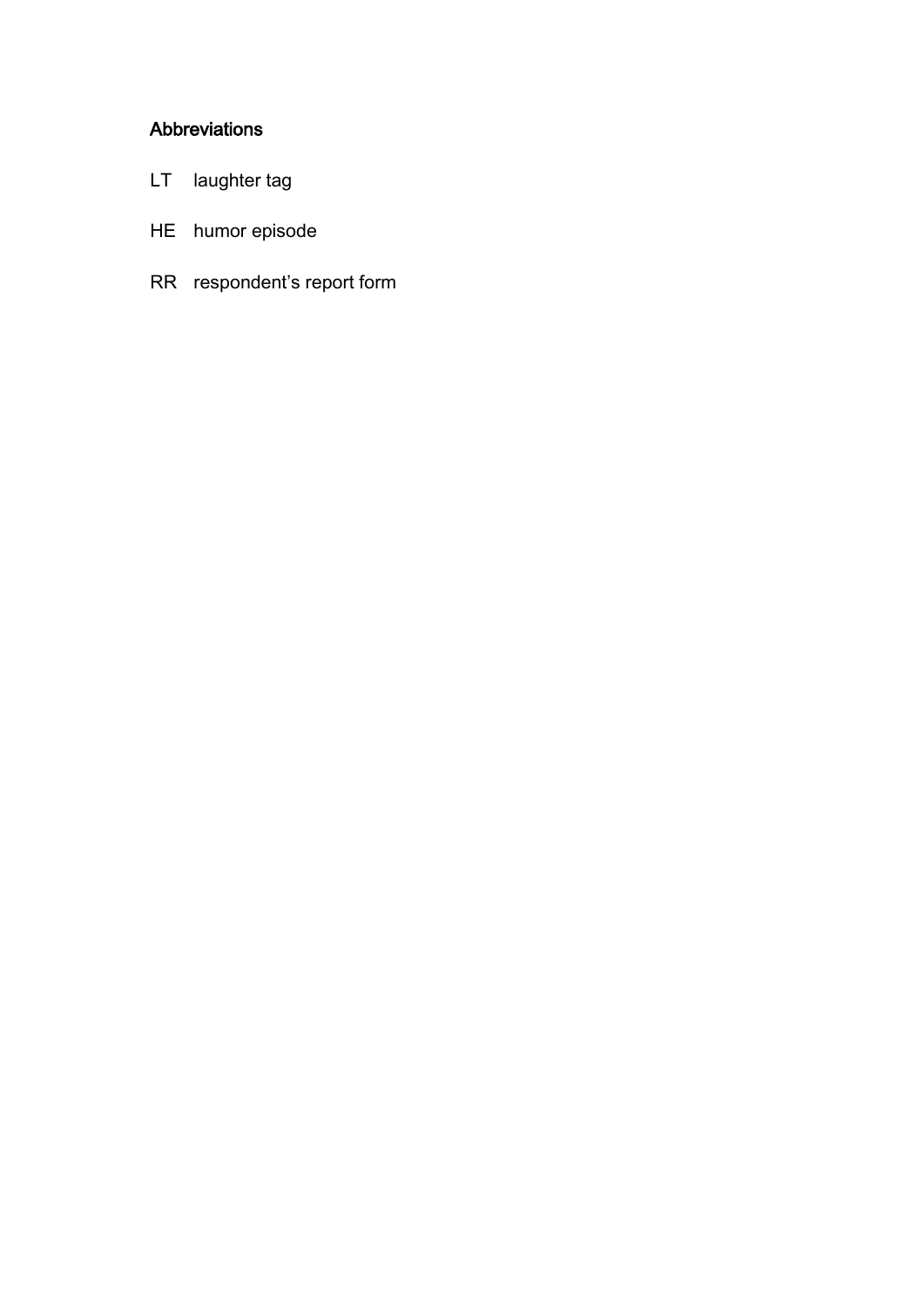## Abbreviations

| | |
|---|---|
| LT | laughter tag |
| HE | humor episode |
| RR | respondent’s report form |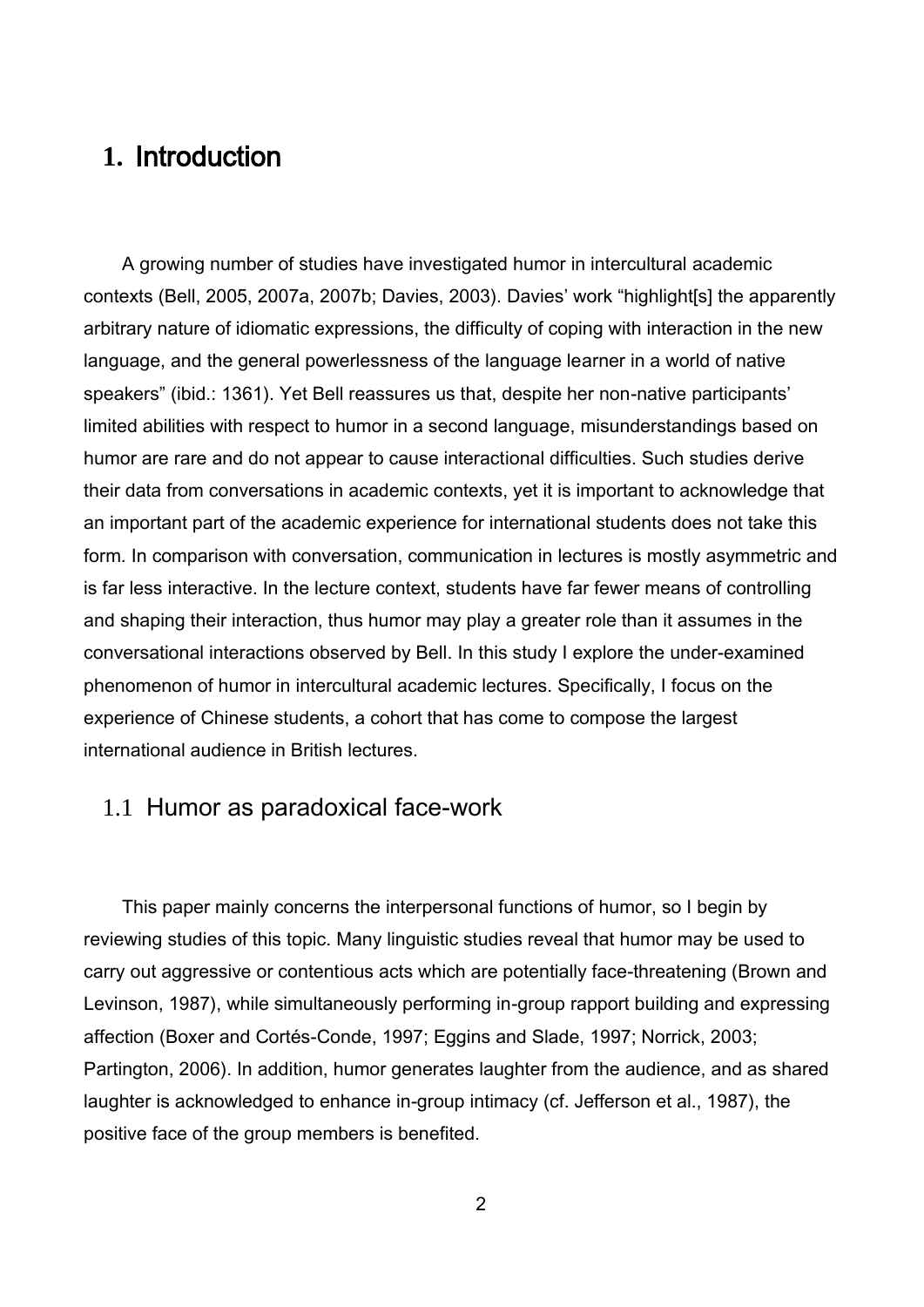# 1. Introduction

A growing number of studies have investigated humor in intercultural academic contexts (Bell, 2005, 2007a, 2007b; Davies, 2003). Davies' work "highlight[s] the apparently arbitrary nature of idiomatic expressions, the difficulty of coping with interaction in the new language, and the general powerlessness of the language learner in a world of native speakers" (ibid.: 1361). Yet Bell reassures us that, despite her non-native participants' limited abilities with respect to humor in a second language, misunderstandings based on humor are rare and do not appear to cause interactional difficulties. Such studies derive their data from conversations in academic contexts, yet it is important to acknowledge that an important part of the academic experience for international students does not take this form. In comparison with conversation, communication in lectures is mostly asymmetric and is far less interactive. In the lecture context, students have far fewer means of controlling and shaping their interaction, thus humor may play a greater role than it assumes in the conversational interactions observed by Bell. In this study I explore the under-examined phenomenon of humor in intercultural academic lectures. Specifically, I focus on the experience of Chinese students, a cohort that has come to compose the largest international audience in British lectures.

## 1.1 Humor as paradoxical face-work

This paper mainly concerns the interpersonal functions of humor, so I begin by reviewing studies of this topic. Many linguistic studies reveal that humor may be used to carry out aggressive or contentious acts which are potentially face-threatening (Brown and Levinson, 1987), while simultaneously performing in-group rapport building and expressing affection (Boxer and Cortés-Conde, 1997; Eggins and Slade, 1997; Norrick, 2003; Partington, 2006). In addition, humor generates laughter from the audience, and as shared laughter is acknowledged to enhance in-group intimacy (cf. Jefferson et al., 1987), the positive face of the group members is benefited.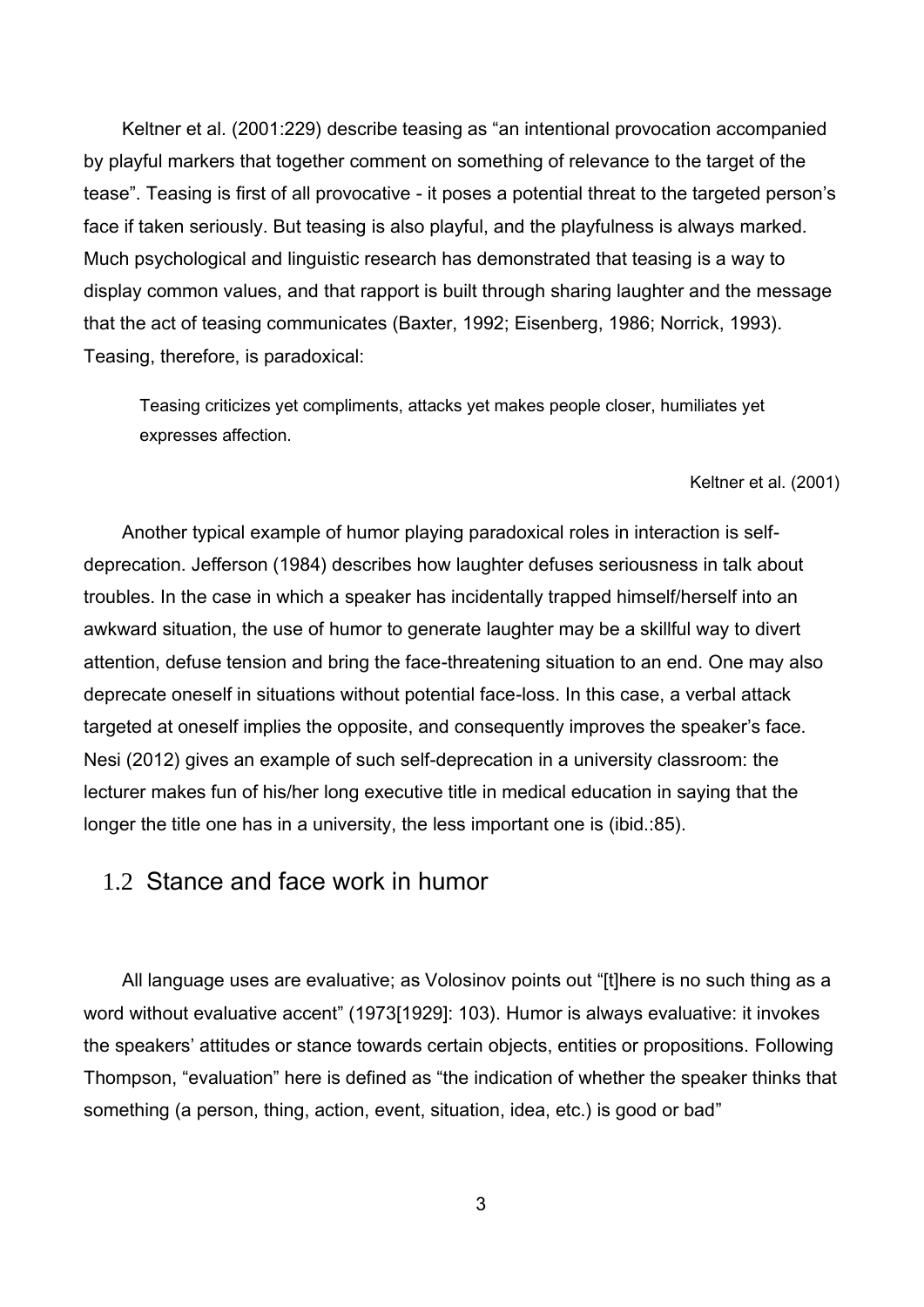Keltner et al. (2001:229) describe teasing as "an intentional provocation accompanied by playful markers that together comment on something of relevance to the target of the tease". Teasing is first of all provocative - it poses a potential threat to the targeted person's face if taken seriously. But teasing is also playful, and the playfulness is always marked. Much psychological and linguistic research has demonstrated that teasing is a way to display common values, and that rapport is built through sharing laughter and the message that the act of teasing communicates (Baxter, 1992; Eisenberg, 1986; Norrick, 1993). Teasing, therefore, is paradoxical:

> Teasing criticizes yet compliments, attacks yet makes people closer, humiliates yet expresses affection.
>
> Keltner et al. (2001)

Another typical example of humor playing paradoxical roles in interaction is self-deprecation. Jefferson (1984) describes how laughter defuses seriousness in talk about troubles. In the case in which a speaker has incidentally trapped himself/herself into an awkward situation, the use of humor to generate laughter may be a skillful way to divert attention, defuse tension and bring the face-threatening situation to an end. One may also deprecate oneself in situations without potential face-loss. In this case, a verbal attack targeted at oneself implies the opposite, and consequently improves the speaker's face. Nesi (2012) gives an example of such self-deprecation in a university classroom: the lecturer makes fun of his/her long executive title in medical education in saying that the longer the title one has in a university, the less important one is (ibid.:85).

## 1.2 Stance and face work in humor

All language uses are evaluative; as Volosinov points out "[t]here is no such thing as a word without evaluative accent" (1973[1929]: 103). Humor is always evaluative: it invokes the speakers' attitudes or stance towards certain objects, entities or propositions. Following Thompson, "evaluation" here is defined as "the indication of whether the speaker thinks that something (a person, thing, action, event, situation, idea, etc.) is good or bad"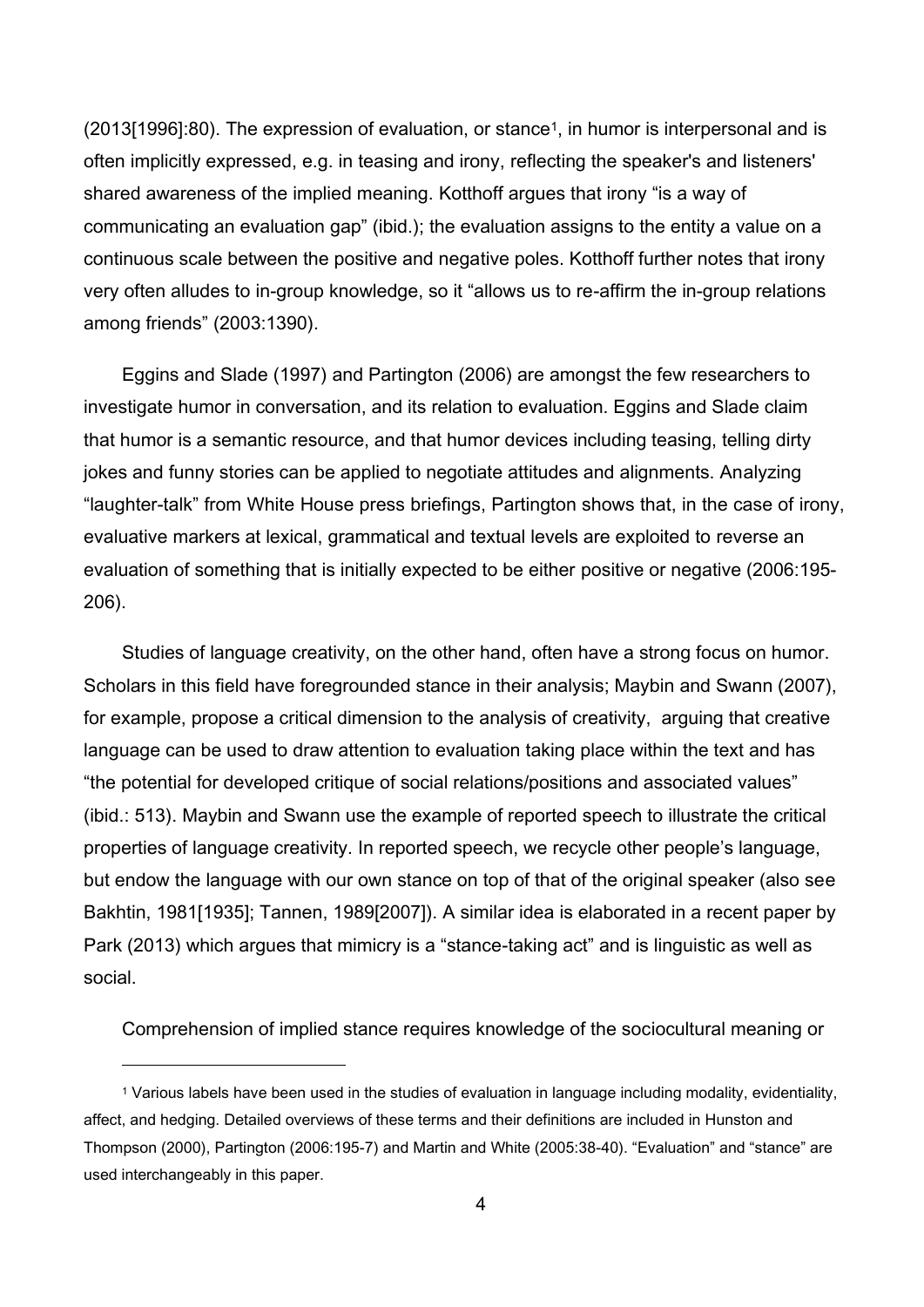(2013[1996]:80). The expression of evaluation, or stance[1], in humor is interpersonal and is often implicitly expressed, e.g. in teasing and irony, reflecting the speaker's and listeners' shared awareness of the implied meaning. Kotthoff argues that irony "is a way of communicating an evaluation gap" (ibid.); the evaluation assigns to the entity a value on a continuous scale between the positive and negative poles. Kotthoff further notes that irony very often alludes to in-group knowledge, so it "allows us to re-affirm the in-group relations among friends" (2003:1390).

Eggins and Slade (1997) and Partington (2006) are amongst the few researchers to investigate humor in conversation, and its relation to evaluation. Eggins and Slade claim that humor is a semantic resource, and that humor devices including teasing, telling dirty jokes and funny stories can be applied to negotiate attitudes and alignments. Analyzing "laughter-talk" from White House press briefings, Partington shows that, in the case of irony, evaluative markers at lexical, grammatical and textual levels are exploited to reverse an evaluation of something that is initially expected to be either positive or negative (2006:195-206).

Studies of language creativity, on the other hand, often have a strong focus on humor. Scholars in this field have foregrounded stance in their analysis; Maybin and Swann (2007), for example, propose a critical dimension to the analysis of creativity, arguing that creative language can be used to draw attention to evaluation taking place within the text and has "the potential for developed critique of social relations/positions and associated values" (ibid.: 513). Maybin and Swann use the example of reported speech to illustrate the critical properties of language creativity. In reported speech, we recycle other people's language, but endow the language with our own stance on top of that of the original speaker (also see Bakhtin, 1981[1935]; Tannen, 1989[2007]). A similar idea is elaborated in a recent paper by Park (2013) which argues that mimicry is a "stance-taking act" and is linguistic as well as social.

Comprehension of implied stance requires knowledge of the sociocultural meaning or

---

[1] Various labels have been used in the studies of evaluation in language including modality, evidentiality, affect, and hedging. Detailed overviews of these terms and their definitions are included in Hunston and Thompson (2000), Partington (2006:195-7) and Martin and White (2005:38-40). "Evaluation" and "stance" are used interchangeably in this paper.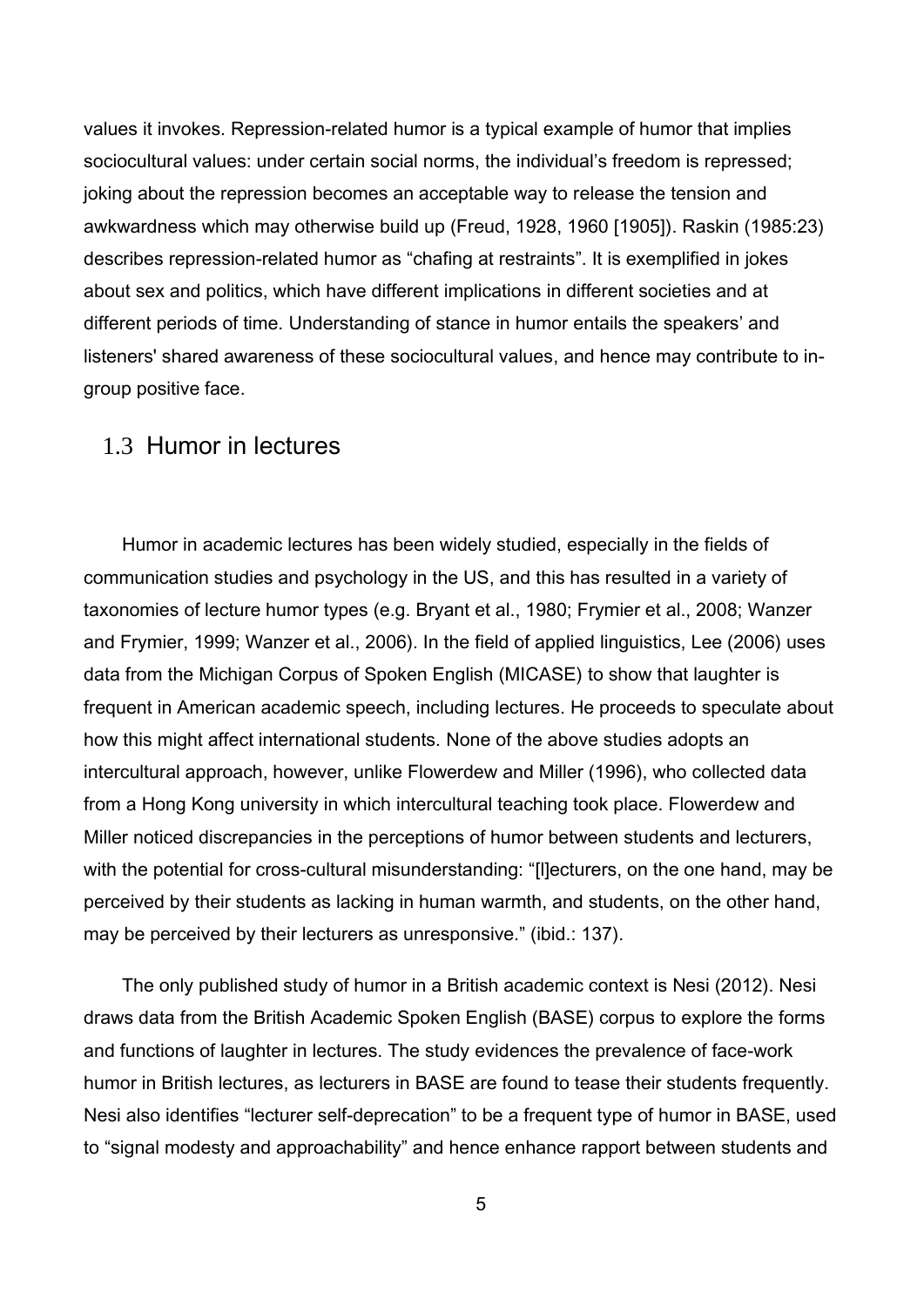values it invokes. Repression-related humor is a typical example of humor that implies sociocultural values: under certain social norms, the individual's freedom is repressed; joking about the repression becomes an acceptable way to release the tension and awkwardness which may otherwise build up (Freud, 1928, 1960 [1905]). Raskin (1985:23) describes repression-related humor as "chafing at restraints". It is exemplified in jokes about sex and politics, which have different implications in different societies and at different periods of time. Understanding of stance in humor entails the speakers' and listeners' shared awareness of these sociocultural values, and hence may contribute to in-group positive face.

## 1.3 Humor in lectures

Humor in academic lectures has been widely studied, especially in the fields of communication studies and psychology in the US, and this has resulted in a variety of taxonomies of lecture humor types (e.g. Bryant et al., 1980; Frymier et al., 2008; Wanzer and Frymier, 1999; Wanzer et al., 2006). In the field of applied linguistics, Lee (2006) uses data from the Michigan Corpus of Spoken English (MICASE) to show that laughter is frequent in American academic speech, including lectures. He proceeds to speculate about how this might affect international students. None of the above studies adopts an intercultural approach, however, unlike Flowerdew and Miller (1996), who collected data from a Hong Kong university in which intercultural teaching took place. Flowerdew and Miller noticed discrepancies in the perceptions of humor between students and lecturers, with the potential for cross-cultural misunderstanding: "[l]ecturers, on the one hand, may be perceived by their students as lacking in human warmth, and students, on the other hand, may be perceived by their lecturers as unresponsive." (ibid.: 137).

The only published study of humor in a British academic context is Nesi (2012). Nesi draws data from the British Academic Spoken English (BASE) corpus to explore the forms and functions of laughter in lectures. The study evidences the prevalence of face-work humor in British lectures, as lecturers in BASE are found to tease their students frequently. Nesi also identifies "lecturer self-deprecation" to be a frequent type of humor in BASE, used to "signal modesty and approachability" and hence enhance rapport between students and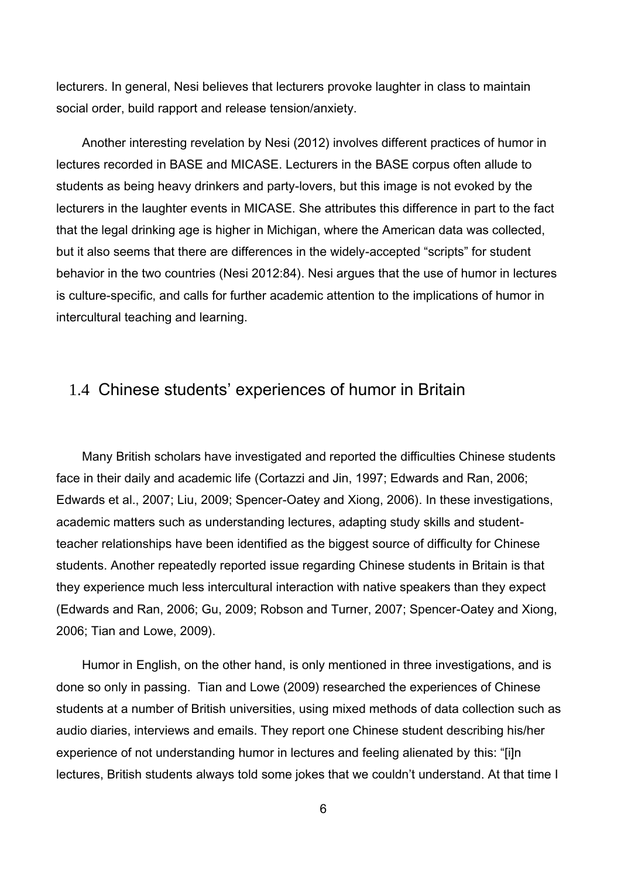lecturers. In general, Nesi believes that lecturers provoke laughter in class to maintain social order, build rapport and release tension/anxiety.

Another interesting revelation by Nesi (2012) involves different practices of humor in lectures recorded in BASE and MICASE. Lecturers in the BASE corpus often allude to students as being heavy drinkers and party-lovers, but this image is not evoked by the lecturers in the laughter events in MICASE. She attributes this difference in part to the fact that the legal drinking age is higher in Michigan, where the American data was collected, but it also seems that there are differences in the widely-accepted "scripts" for student behavior in the two countries (Nesi 2012:84). Nesi argues that the use of humor in lectures is culture-specific, and calls for further academic attention to the implications of humor in intercultural teaching and learning.

## 1.4 Chinese students' experiences of humor in Britain

Many British scholars have investigated and reported the difficulties Chinese students face in their daily and academic life (Cortazzi and Jin, 1997; Edwards and Ran, 2006; Edwards et al., 2007; Liu, 2009; Spencer-Oatey and Xiong, 2006). In these investigations, academic matters such as understanding lectures, adapting study skills and student-teacher relationships have been identified as the biggest source of difficulty for Chinese students. Another repeatedly reported issue regarding Chinese students in Britain is that they experience much less intercultural interaction with native speakers than they expect (Edwards and Ran, 2006; Gu, 2009; Robson and Turner, 2007; Spencer-Oatey and Xiong, 2006; Tian and Lowe, 2009).

Humor in English, on the other hand, is only mentioned in three investigations, and is done so only in passing. Tian and Lowe (2009) researched the experiences of Chinese students at a number of British universities, using mixed methods of data collection such as audio diaries, interviews and emails. They report one Chinese student describing his/her experience of not understanding humor in lectures and feeling alienated by this: "[i]n lectures, British students always told some jokes that we couldn't understand. At that time I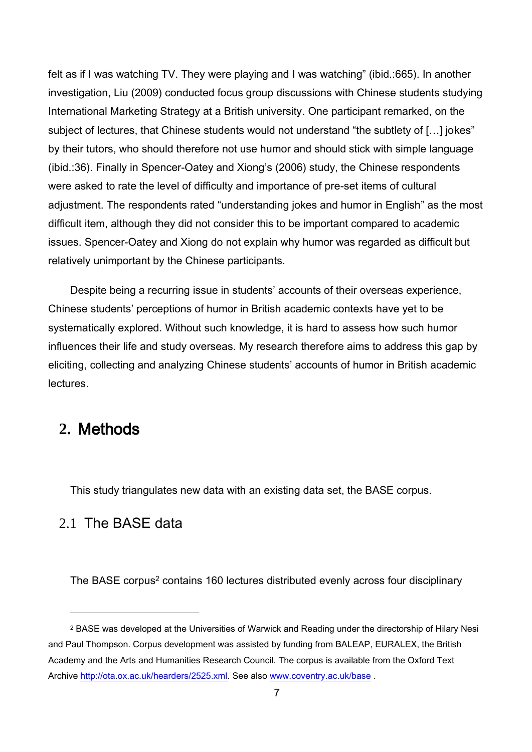felt as if I was watching TV. They were playing and I was watching" (ibid.:665). In another investigation, Liu (2009) conducted focus group discussions with Chinese students studying International Marketing Strategy at a British university. One participant remarked, on the subject of lectures, that Chinese students would not understand "the subtlety of […] jokes" by their tutors, who should therefore not use humor and should stick with simple language (ibid.:36). Finally in Spencer-Oatey and Xiong's (2006) study, the Chinese respondents were asked to rate the level of difficulty and importance of pre-set items of cultural adjustment. The respondents rated "understanding jokes and humor in English" as the most difficult item, although they did not consider this to be important compared to academic issues. Spencer-Oatey and Xiong do not explain why humor was regarded as difficult but relatively unimportant by the Chinese participants.

Despite being a recurring issue in students' accounts of their overseas experience, Chinese students' perceptions of humor in British academic contexts have yet to be systematically explored. Without such knowledge, it is hard to assess how such humor influences their life and study overseas. My research therefore aims to address this gap by eliciting, collecting and analyzing Chinese students' accounts of humor in British academic lectures.

## 2. Methods

This study triangulates new data with an existing data set, the BASE corpus.

### 2.1 The BASE data

The BASE corpus[2] contains 160 lectures distributed evenly across four disciplinary

---

[2] BASE was developed at the Universities of Warwick and Reading under the directorship of Hilary Nesi and Paul Thompson. Corpus development was assisted by funding from BALEAP, EURALEX, the British Academy and the Arts and Humanities Research Council. The corpus is available from the Oxford Text Archive http://ota.ox.ac.uk/hearders/2525.xml. See also www.coventry.ac.uk/base .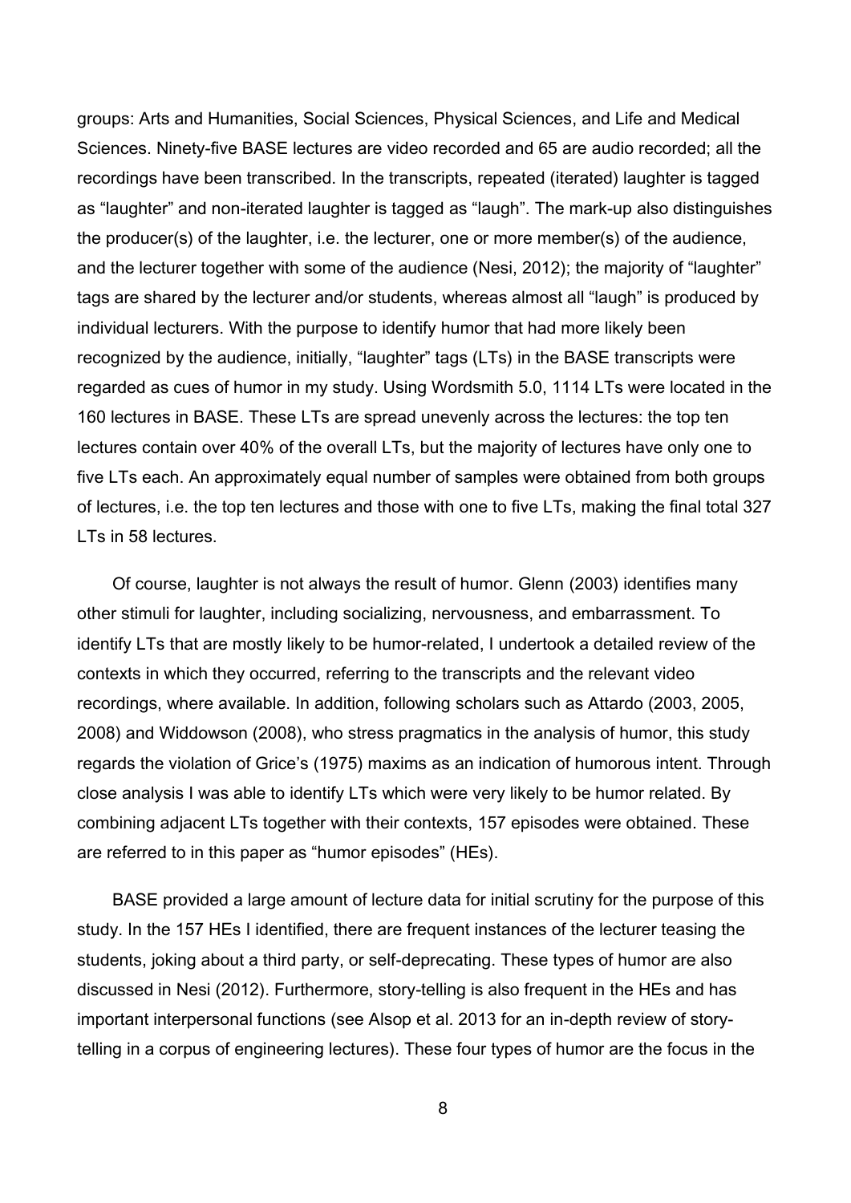groups: Arts and Humanities, Social Sciences, Physical Sciences, and Life and Medical Sciences. Ninety-five BASE lectures are video recorded and 65 are audio recorded; all the recordings have been transcribed. In the transcripts, repeated (iterated) laughter is tagged as "laughter" and non-iterated laughter is tagged as "laugh". The mark-up also distinguishes the producer(s) of the laughter, i.e. the lecturer, one or more member(s) of the audience, and the lecturer together with some of the audience (Nesi, 2012); the majority of "laughter" tags are shared by the lecturer and/or students, whereas almost all "laugh" is produced by individual lecturers. With the purpose to identify humor that had more likely been recognized by the audience, initially, "laughter" tags (LTs) in the BASE transcripts were regarded as cues of humor in my study. Using Wordsmith 5.0, 1114 LTs were located in the 160 lectures in BASE. These LTs are spread unevenly across the lectures: the top ten lectures contain over 40% of the overall LTs, but the majority of lectures have only one to five LTs each. An approximately equal number of samples were obtained from both groups of lectures, i.e. the top ten lectures and those with one to five LTs, making the final total 327 LTs in 58 lectures.

Of course, laughter is not always the result of humor. Glenn (2003) identifies many other stimuli for laughter, including socializing, nervousness, and embarrassment. To identify LTs that are mostly likely to be humor-related, I undertook a detailed review of the contexts in which they occurred, referring to the transcripts and the relevant video recordings, where available. In addition, following scholars such as Attardo (2003, 2005, 2008) and Widdowson (2008), who stress pragmatics in the analysis of humor, this study regards the violation of Grice's (1975) maxims as an indication of humorous intent. Through close analysis I was able to identify LTs which were very likely to be humor related. By combining adjacent LTs together with their contexts, 157 episodes were obtained. These are referred to in this paper as "humor episodes" (HEs).

BASE provided a large amount of lecture data for initial scrutiny for the purpose of this study. In the 157 HEs I identified, there are frequent instances of the lecturer teasing the students, joking about a third party, or self-deprecating. These types of humor are also discussed in Nesi (2012). Furthermore, story-telling is also frequent in the HEs and has important interpersonal functions (see Alsop et al. 2013 for an in-depth review of story-telling in a corpus of engineering lectures). These four types of humor are the focus in the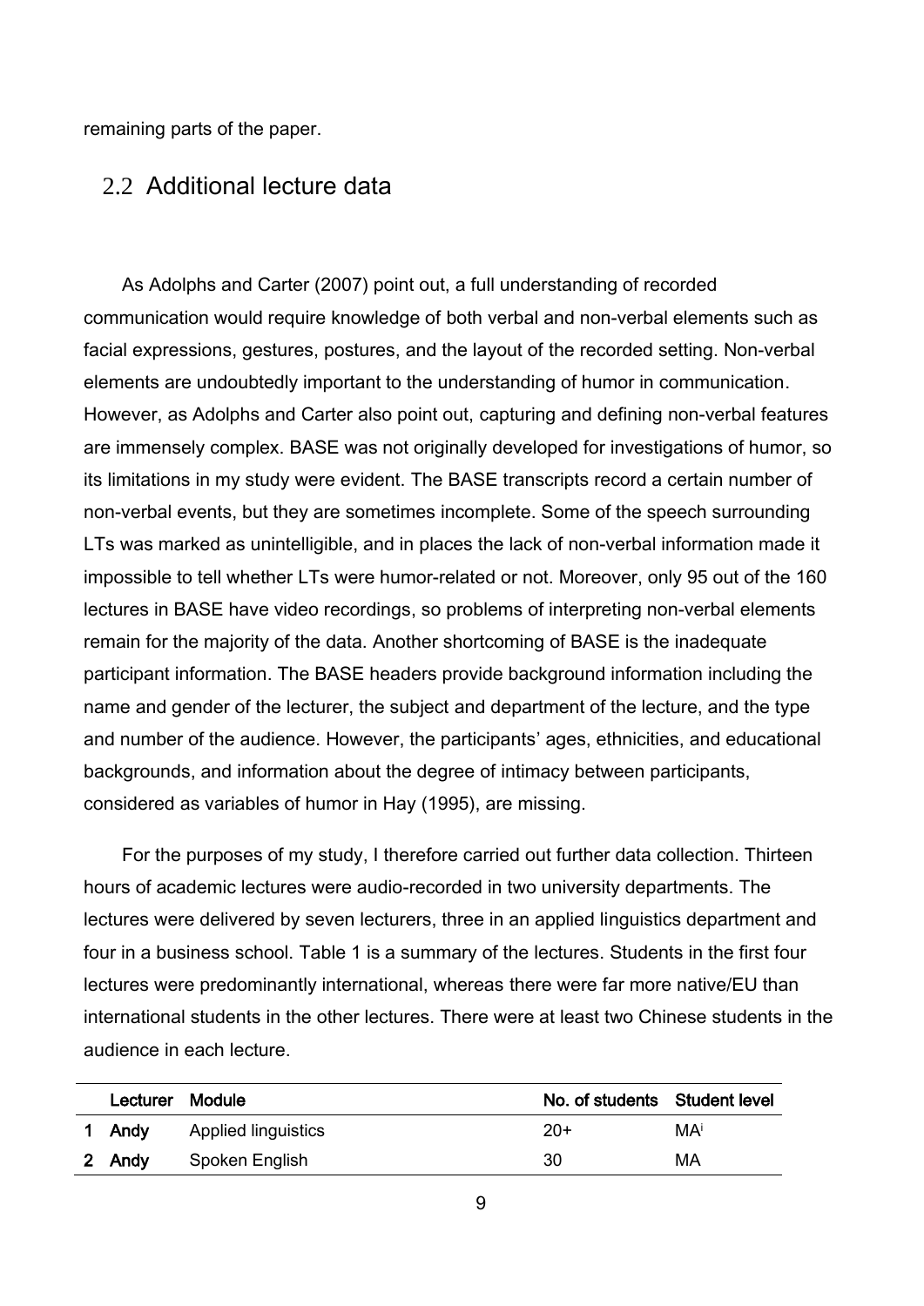remaining parts of the paper.

## 2.2 Additional lecture data

As Adolphs and Carter (2007) point out, a full understanding of recorded communication would require knowledge of both verbal and non-verbal elements such as facial expressions, gestures, postures, and the layout of the recorded setting. Non-verbal elements are undoubtedly important to the understanding of humor in communication. However, as Adolphs and Carter also point out, capturing and defining non-verbal features are immensely complex. BASE was not originally developed for investigations of humor, so its limitations in my study were evident. The BASE transcripts record a certain number of non-verbal events, but they are sometimes incomplete. Some of the speech surrounding LTs was marked as unintelligible, and in places the lack of non-verbal information made it impossible to tell whether LTs were humor-related or not. Moreover, only 95 out of the 160 lectures in BASE have video recordings, so problems of interpreting non-verbal elements remain for the majority of the data. Another shortcoming of BASE is the inadequate participant information. The BASE headers provide background information including the name and gender of the lecturer, the subject and department of the lecture, and the type and number of the audience. However, the participants' ages, ethnicities, and educational backgrounds, and information about the degree of intimacy between participants, considered as variables of humor in Hay (1995), are missing.

For the purposes of my study, I therefore carried out further data collection. Thirteen hours of academic lectures were audio-recorded in two university departments. The lectures were delivered by seven lecturers, three in an applied linguistics department and four in a business school. Table 1 is a summary of the lectures. Students in the first four lectures were predominantly international, whereas there were far more native/EU than international students in the other lectures. There were at least two Chinese students in the audience in each lecture.

| | Lecturer | Module | No. of students | Student level |
|---|---|---|---|---|
| 1 | Andy | Applied linguistics | 20+ | MA[i] |
| 2 | Andy | Spoken English | 30 | MA |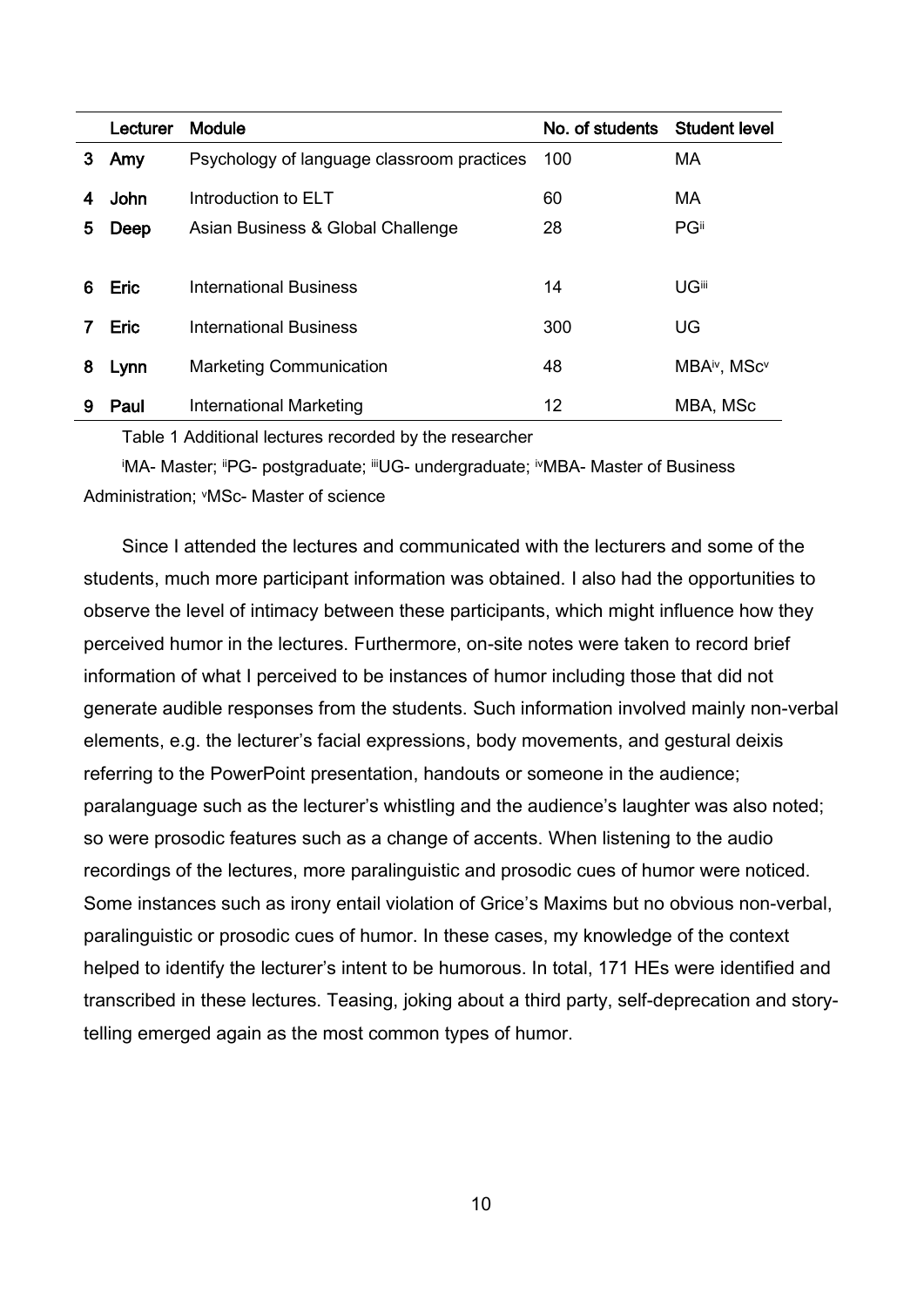| | Lecturer | Module | No. of students | Student level |
|---|---|---|---|---|
| 3 | Amy | Psychology of language classroom practices | 100 | MA |
| 4 | John | Introduction to ELT | 60 | MA |
| 5 | Deep | Asian Business & Global Challenge | 28 | PG[ii] |
| 6 | Eric | International Business | 14 | UG[iii] |
| 7 | Eric | International Business | 300 | UG |
| 8 | Lynn | Marketing Communication | 48 | MBA[iv], MSc[v] |
| 9 | Paul | International Marketing | 12 | MBA, MSc |

Table 1 Additional lectures recorded by the researcher

[i]MA- Master; [ii]PG- postgraduate; [iii]UG- undergraduate; [iv]MBA- Master of Business Administration; [v]MSc- Master of science

Since I attended the lectures and communicated with the lecturers and some of the students, much more participant information was obtained. I also had the opportunities to observe the level of intimacy between these participants, which might influence how they perceived humor in the lectures. Furthermore, on-site notes were taken to record brief information of what I perceived to be instances of humor including those that did not generate audible responses from the students. Such information involved mainly non-verbal elements, e.g. the lecturer's facial expressions, body movements, and gestural deixis referring to the PowerPoint presentation, handouts or someone in the audience; paralanguage such as the lecturer's whistling and the audience's laughter was also noted; so were prosodic features such as a change of accents. When listening to the audio recordings of the lectures, more paralinguistic and prosodic cues of humor were noticed. Some instances such as irony entail violation of Grice's Maxims but no obvious non-verbal, paralinguistic or prosodic cues of humor. In these cases, my knowledge of the context helped to identify the lecturer's intent to be humorous. In total, 171 HEs were identified and transcribed in these lectures. Teasing, joking about a third party, self-deprecation and story-telling emerged again as the most common types of humor.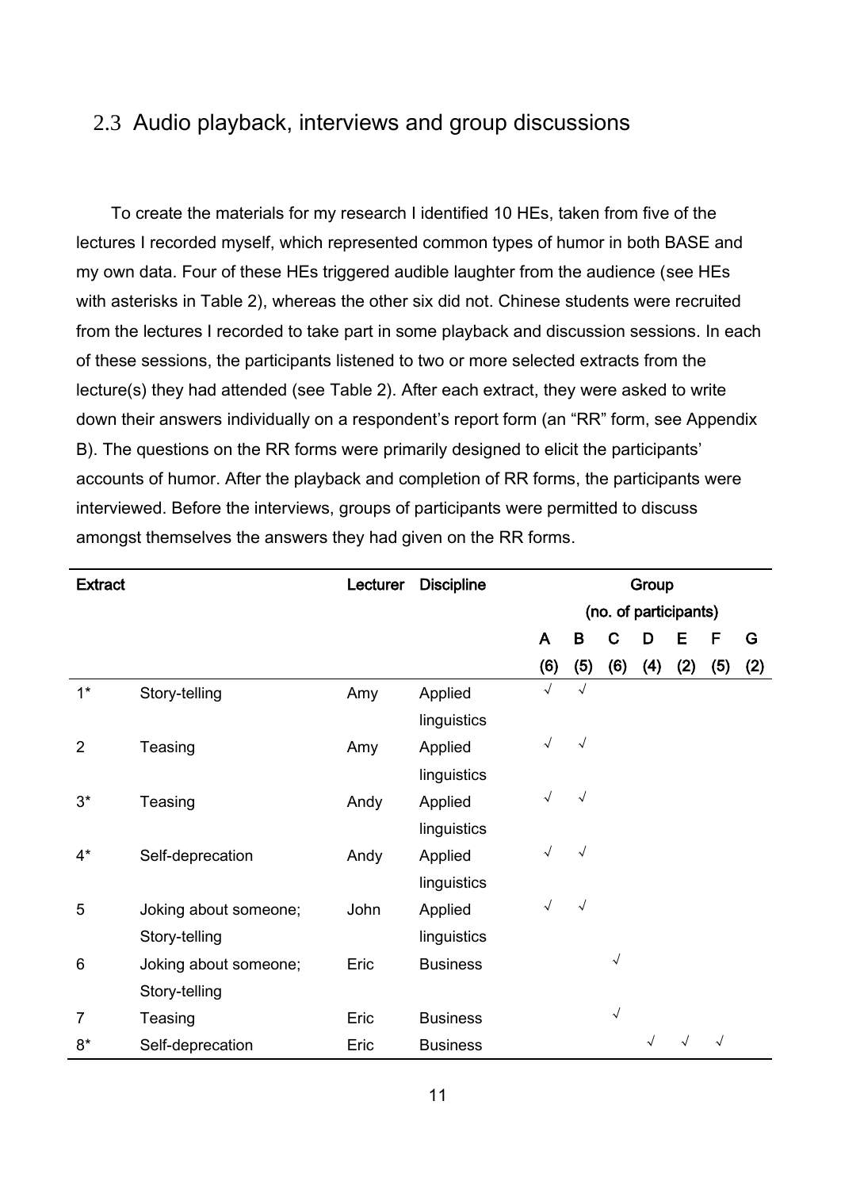## 2.3 Audio playback, interviews and group discussions

To create the materials for my research I identified 10 HEs, taken from five of the lectures I recorded myself, which represented common types of humor in both BASE and my own data. Four of these HEs triggered audible laughter from the audience (see HEs with asterisks in Table 2), whereas the other six did not. Chinese students were recruited from the lectures I recorded to take part in some playback and discussion sessions. In each of these sessions, the participants listened to two or more selected extracts from the lecture(s) they had attended (see Table 2). After each extract, they were asked to write down their answers individually on a respondent's report form (an "RR" form, see Appendix B). The questions on the RR forms were primarily designed to elicit the participants' accounts of humor. After the playback and completion of RR forms, the participants were interviewed. Before the interviews, groups of participants were permitted to discuss amongst themselves the answers they had given on the RR forms.

| **Extract** | | **Lecturer** | **Discipline** | **Group (no. of participants)** | | | | | | |
|---|---|---|---|---|---|---|---|---|---|---|
| | | | | **A (6)** | **B (5)** | **C (6)** | **D (4)** | **E (2)** | **F (5)** | **G (2)** |
| 1* | Story-telling | Amy | Applied linguistics | √ | √ | | | | | |
| 2 | Teasing | Amy | Applied linguistics | √ | √ | | | | | |
| 3* | Teasing | Andy | Applied linguistics | √ | √ | | | | | |
| 4* | Self-deprecation | Andy | Applied linguistics | √ | √ | | | | | |
| 5 | Joking about someone; Story-telling | John | Applied linguistics | √ | √ | | | | | |
| 6 | Joking about someone; Story-telling | Eric | Business | | | √ | | | | |
| 7 | Teasing | Eric | Business | | | √ | | | | |
| 8* | Self-deprecation | Eric | Business | | | | √ | √ | √ | |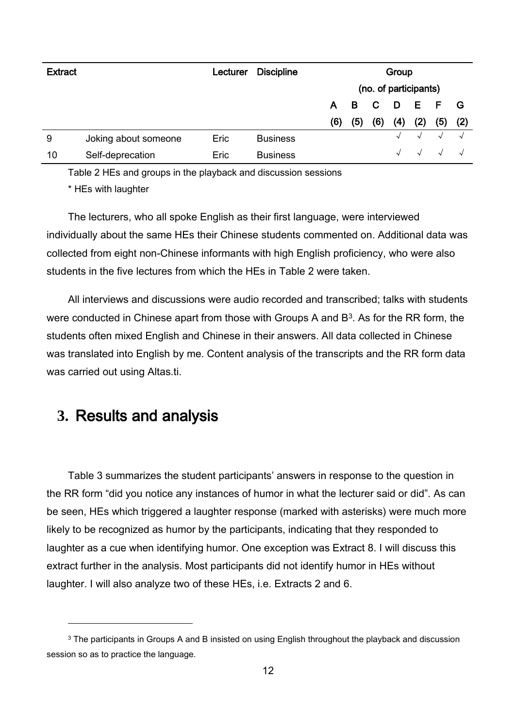| Extract | | Lecturer | Discipline | Group (no. of participants) | | | | | | |
|---|---|---|---|---|---|---|---|---|---|---|
| | | | | A (6) | B (5) | C (6) | D (4) | E (2) | F (5) | G (2) |
| 9 | Joking about someone | Eric | Business | | | | √ | √ | √ | √ |
| 10 | Self-deprecation | Eric | Business | | | | √ | √ | √ | √ |

Table 2 HEs and groups in the playback and discussion sessions

\* HEs with laughter

The lecturers, who all spoke English as their first language, were interviewed individually about the same HEs their Chinese students commented on. Additional data was collected from eight non-Chinese informants with high English proficiency, who were also students in the five lectures from which the HEs in Table 2 were taken.

All interviews and discussions were audio recorded and transcribed; talks with students were conducted in Chinese apart from those with Groups A and B[3]. As for the RR form, the students often mixed English and Chinese in their answers. All data collected in Chinese was translated into English by me. Content analysis of the transcripts and the RR form data was carried out using Altas.ti.

## 3. Results and analysis

Table 3 summarizes the student participants' answers in response to the question in the RR form "did you notice any instances of humor in what the lecturer said or did". As can be seen, HEs which triggered a laughter response (marked with asterisks) were much more likely to be recognized as humor by the participants, indicating that they responded to laughter as a cue when identifying humor. One exception was Extract 8. I will discuss this extract further in the analysis. Most participants did not identify humor in HEs without laughter. I will also analyze two of these HEs, i.e. Extracts 2 and 6.

[3] The participants in Groups A and B insisted on using English throughout the playback and discussion session so as to practice the language.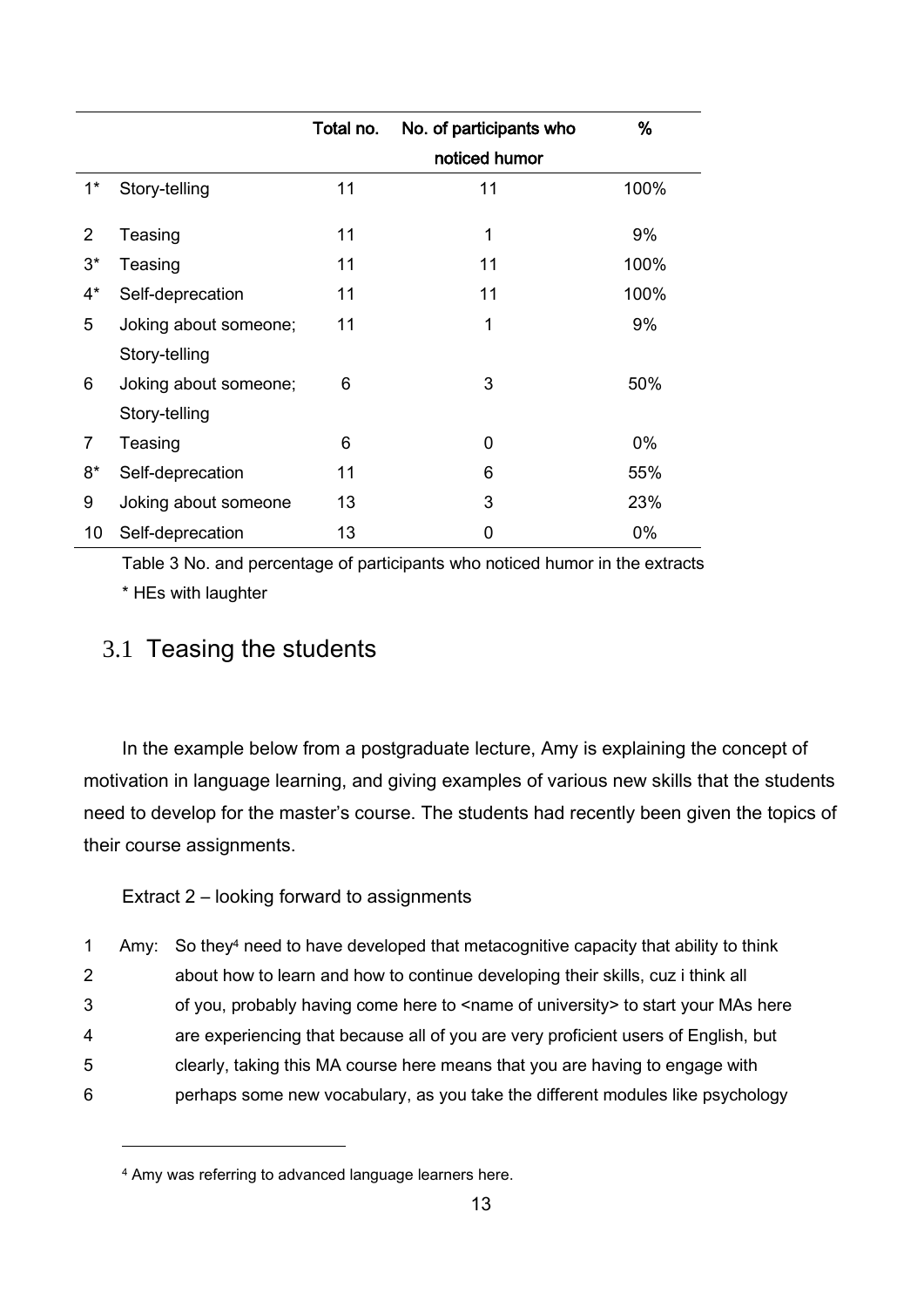| | | Total no. | No. of participants who noticed humor | % |
|---|---|---|---|---|
| 1* | Story-telling | 11 | 11 | 100% |
| 2 | Teasing | 11 | 1 | 9% |
| 3* | Teasing | 11 | 11 | 100% |
| 4* | Self-deprecation | 11 | 11 | 100% |
| 5 | Joking about someone; Story-telling | 11 | 1 | 9% |
| 6 | Joking about someone; Story-telling | 6 | 3 | 50% |
| 7 | Teasing | 6 | 0 | 0% |
| 8* | Self-deprecation | 11 | 6 | 55% |
| 9 | Joking about someone | 13 | 3 | 23% |
| 10 | Self-deprecation | 13 | 0 | 0% |

Table 3 No. and percentage of participants who noticed humor in the extracts

* HEs with laughter

## 3.1 Teasing the students

In the example below from a postgraduate lecture, Amy is explaining the concept of motivation in language learning, and giving examples of various new skills that the students need to develop for the master's course. The students had recently been given the topics of their course assignments.

Extract 2 – looking forward to assignments

1 Amy: So they[4] need to have developed that metacognitive capacity that ability to think
2 about how to learn and how to continue developing their skills, cuz i think all
3 of you, probably having come here to <name of university> to start your MAs here
4 are experiencing that because all of you are very proficient users of English, but
5 clearly, taking this MA course here means that you are having to engage with
6 perhaps some new vocabulary, as you take the different modules like psychology

[4] Amy was referring to advanced language learners here.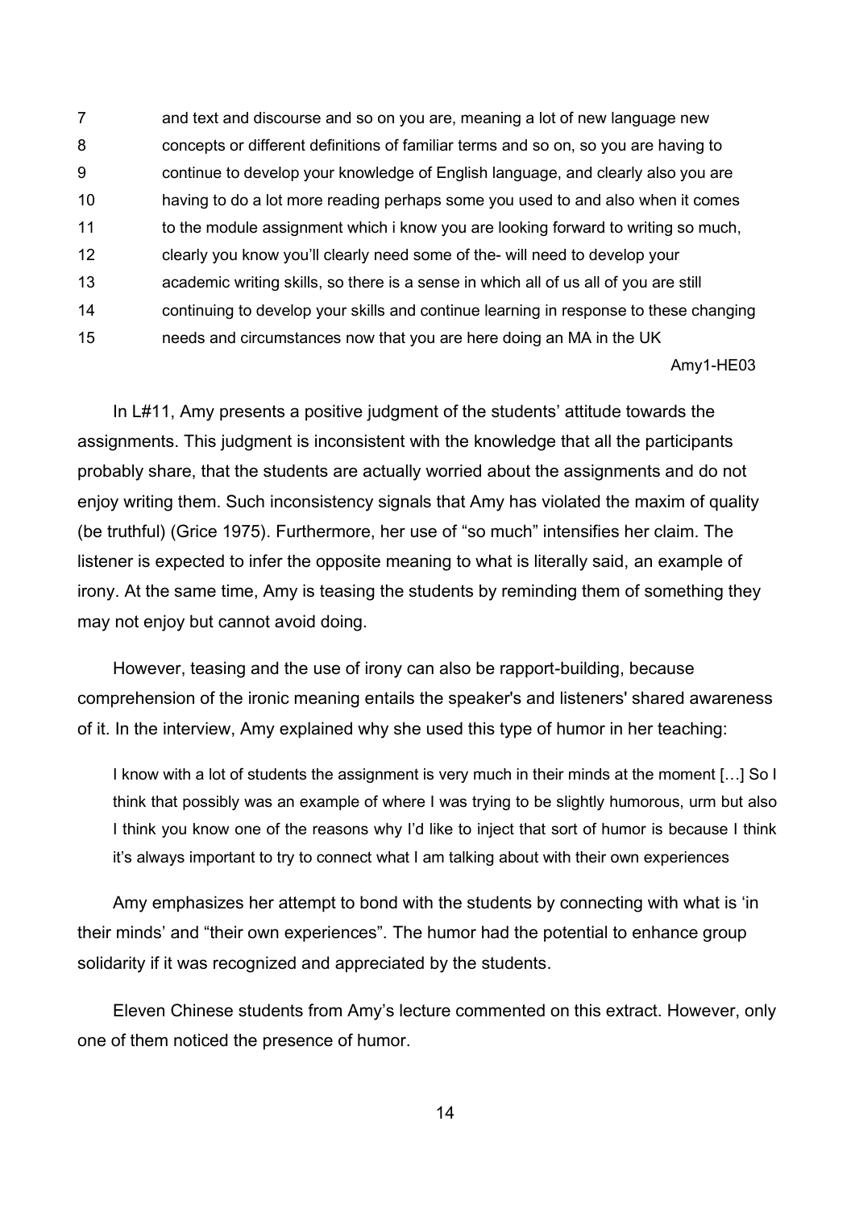| | |
|---|---|
| 7 | and text and discourse and so on you are, meaning a lot of new language new |
| 8 | concepts or different definitions of familiar terms and so on, so you are having to |
| 9 | continue to develop your knowledge of English language, and clearly also you are |
| 10 | having to do a lot more reading perhaps some you used to and also when it comes |
| 11 | to the module assignment which i know you are looking forward to writing so much, |
| 12 | clearly you know you'll clearly need some of the- will need to develop your |
| 13 | academic writing skills, so there is a sense in which all of us all of you are still |
| 14 | continuing to develop your skills and continue learning in response to these changing |
| 15 | needs and circumstances now that you are here doing an MA in the UK |

Amy1-HE03

In L#11, Amy presents a positive judgment of the students' attitude towards the assignments. This judgment is inconsistent with the knowledge that all the participants probably share, that the students are actually worried about the assignments and do not enjoy writing them. Such inconsistency signals that Amy has violated the maxim of quality (be truthful) (Grice 1975). Furthermore, her use of "so much" intensifies her claim. The listener is expected to infer the opposite meaning to what is literally said, an example of irony. At the same time, Amy is teasing the students by reminding them of something they may not enjoy but cannot avoid doing.

However, teasing and the use of irony can also be rapport-building, because comprehension of the ironic meaning entails the speaker's and listeners' shared awareness of it. In the interview, Amy explained why she used this type of humor in her teaching:

> I know with a lot of students the assignment is very much in their minds at the moment […] So I think that possibly was an example of where I was trying to be slightly humorous, urm but also I think you know one of the reasons why I'd like to inject that sort of humor is because I think it's always important to try to connect what I am talking about with their own experiences

Amy emphasizes her attempt to bond with the students by connecting with what is 'in their minds' and "their own experiences". The humor had the potential to enhance group solidarity if it was recognized and appreciated by the students.

Eleven Chinese students from Amy's lecture commented on this extract. However, only one of them noticed the presence of humor.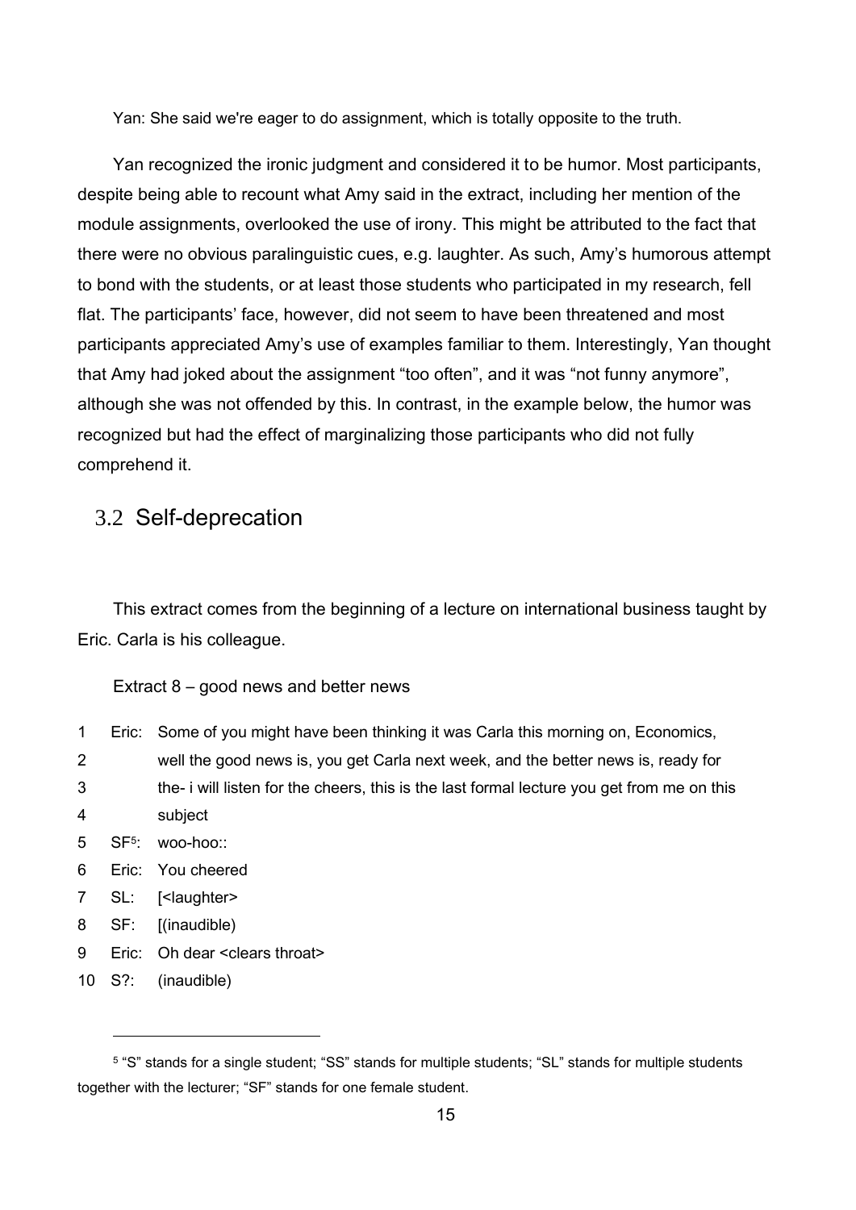Yan: She said we're eager to do assignment, which is totally opposite to the truth.

Yan recognized the ironic judgment and considered it to be humor. Most participants, despite being able to recount what Amy said in the extract, including her mention of the module assignments, overlooked the use of irony. This might be attributed to the fact that there were no obvious paralinguistic cues, e.g. laughter. As such, Amy's humorous attempt to bond with the students, or at least those students who participated in my research, fell flat. The participants' face, however, did not seem to have been threatened and most participants appreciated Amy's use of examples familiar to them. Interestingly, Yan thought that Amy had joked about the assignment "too often", and it was "not funny anymore", although she was not offended by this. In contrast, in the example below, the humor was recognized but had the effect of marginalizing those participants who did not fully comprehend it.

## 3.2 Self-deprecation

This extract comes from the beginning of a lecture on international business taught by Eric. Carla is his colleague.

Extract 8 – good news and better news

| | | |
|---|---|---|
| 1 | Eric: | Some of you might have been thinking it was Carla this morning on, Economics, |
| 2 | | well the good news is, you get Carla next week, and the better news is, ready for |
| 3 | | the- i will listen for the cheers, this is the last formal lecture you get from me on this |
| 4 | | subject |
| 5 | SF[5]: | woo-hoo:: |
| 6 | Eric: | You cheered |
| 7 | SL: | [<laughter> |
| 8 | SF: | [(inaudible) |
| 9 | Eric: | Oh dear <clears throat> |
| 10 | S?: | (inaudible) |

[5] "S" stands for a single student; "SS" stands for multiple students; "SL" stands for multiple students together with the lecturer; "SF" stands for one female student.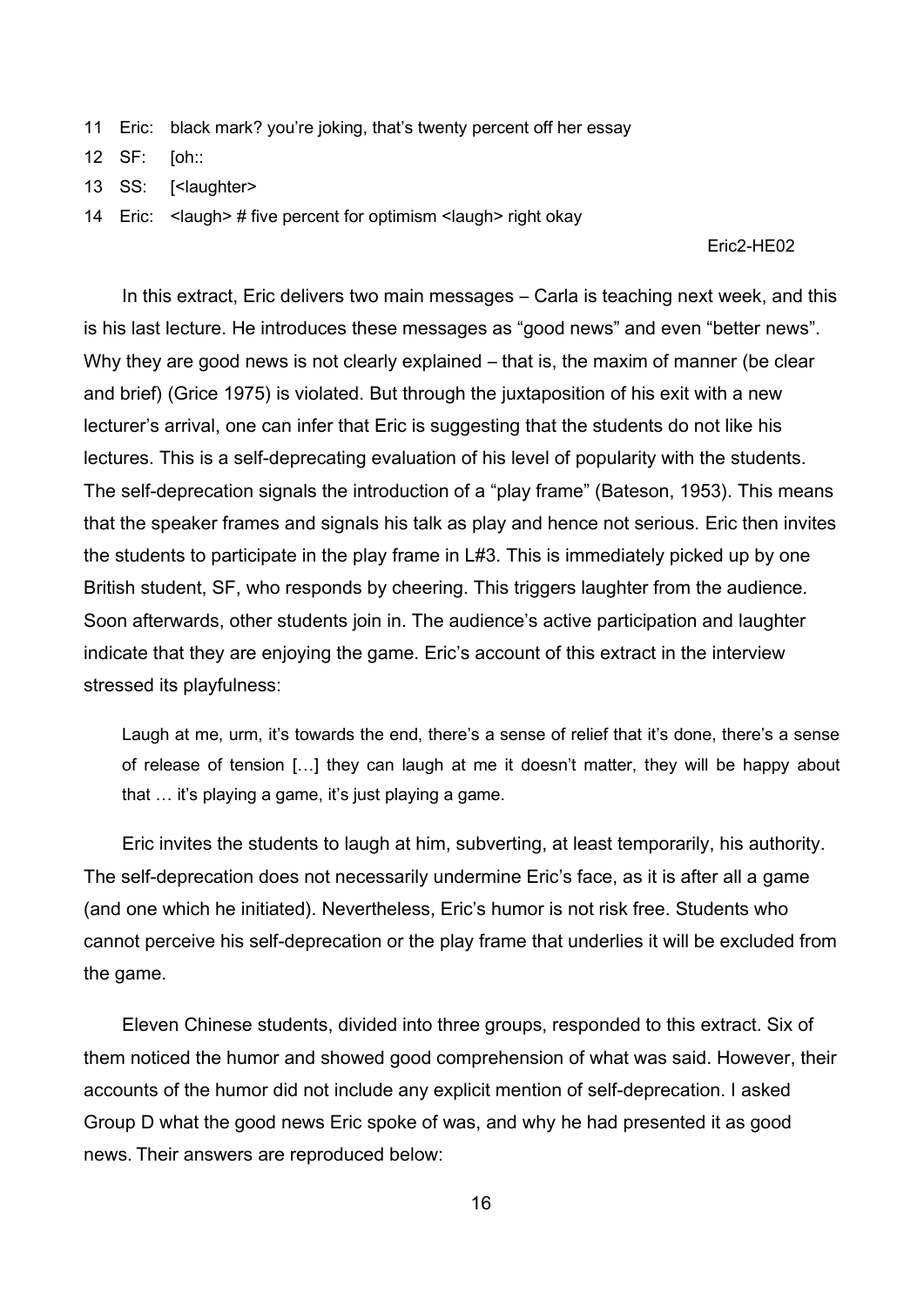11 Eric: black mark? you're joking, that's twenty percent off her essay

12 SF: [oh::

13 SS: [<laughter>

14 Eric: <laugh> # five percent for optimism <laugh> right okay

Eric2-HE02

In this extract, Eric delivers two main messages – Carla is teaching next week, and this is his last lecture. He introduces these messages as "good news" and even "better news". Why they are good news is not clearly explained – that is, the maxim of manner (be clear and brief) (Grice 1975) is violated. But through the juxtaposition of his exit with a new lecturer's arrival, one can infer that Eric is suggesting that the students do not like his lectures. This is a self-deprecating evaluation of his level of popularity with the students. The self-deprecation signals the introduction of a "play frame" (Bateson, 1953). This means that the speaker frames and signals his talk as play and hence not serious. Eric then invites the students to participate in the play frame in L#3. This is immediately picked up by one British student, SF, who responds by cheering. This triggers laughter from the audience. Soon afterwards, other students join in. The audience's active participation and laughter indicate that they are enjoying the game. Eric's account of this extract in the interview stressed its playfulness:

> Laugh at me, urm, it's towards the end, there's a sense of relief that it's done, there's a sense of release of tension […] they can laugh at me it doesn't matter, they will be happy about that … it's playing a game, it's just playing a game.

Eric invites the students to laugh at him, subverting, at least temporarily, his authority. The self-deprecation does not necessarily undermine Eric's face, as it is after all a game (and one which he initiated). Nevertheless, Eric's humor is not risk free. Students who cannot perceive his self-deprecation or the play frame that underlies it will be excluded from the game.

Eleven Chinese students, divided into three groups, responded to this extract. Six of them noticed the humor and showed good comprehension of what was said. However, their accounts of the humor did not include any explicit mention of self-deprecation. I asked Group D what the good news Eric spoke of was, and why he had presented it as good news. Their answers are reproduced below: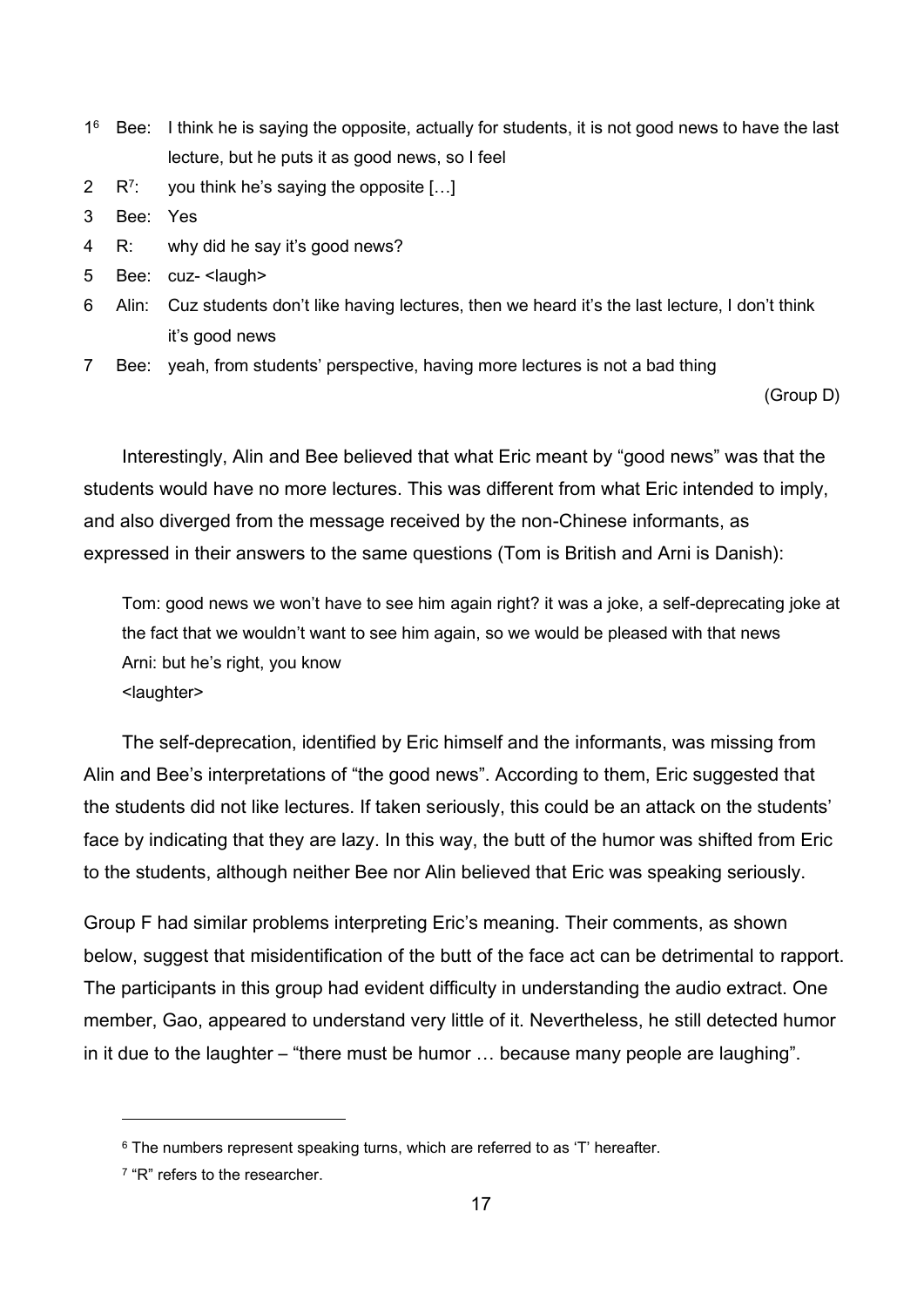1[6] Bee: I think he is saying the opposite, actually for students, it is not good news to have the last lecture, but he puts it as good news, so I feel

2 R[7]: you think he's saying the opposite […]

3 Bee: Yes

4 R: why did he say it's good news?

5 Bee: cuz- <laugh>

6 Alin: Cuz students don't like having lectures, then we heard it's the last lecture, I don't think it's good news

7 Bee: yeah, from students' perspective, having more lectures is not a bad thing

(Group D)

Interestingly, Alin and Bee believed that what Eric meant by "good news" was that the students would have no more lectures. This was different from what Eric intended to imply, and also diverged from the message received by the non-Chinese informants, as expressed in their answers to the same questions (Tom is British and Arni is Danish):

> Tom: good news we won't have to see him again right? it was a joke, a self-deprecating joke at the fact that we wouldn't want to see him again, so we would be pleased with that news
> Arni: but he's right, you know
> <laughter>

The self-deprecation, identified by Eric himself and the informants, was missing from Alin and Bee's interpretations of "the good news". According to them, Eric suggested that the students did not like lectures. If taken seriously, this could be an attack on the students' face by indicating that they are lazy. In this way, the butt of the humor was shifted from Eric to the students, although neither Bee nor Alin believed that Eric was speaking seriously.

Group F had similar problems interpreting Eric's meaning. Their comments, as shown below, suggest that misidentification of the butt of the face act can be detrimental to rapport. The participants in this group had evident difficulty in understanding the audio extract. One member, Gao, appeared to understand very little of it. Nevertheless, he still detected humor in it due to the laughter – "there must be humor … because many people are laughing".

---

[6] The numbers represent speaking turns, which are referred to as 'T' hereafter.

[7] "R" refers to the researcher.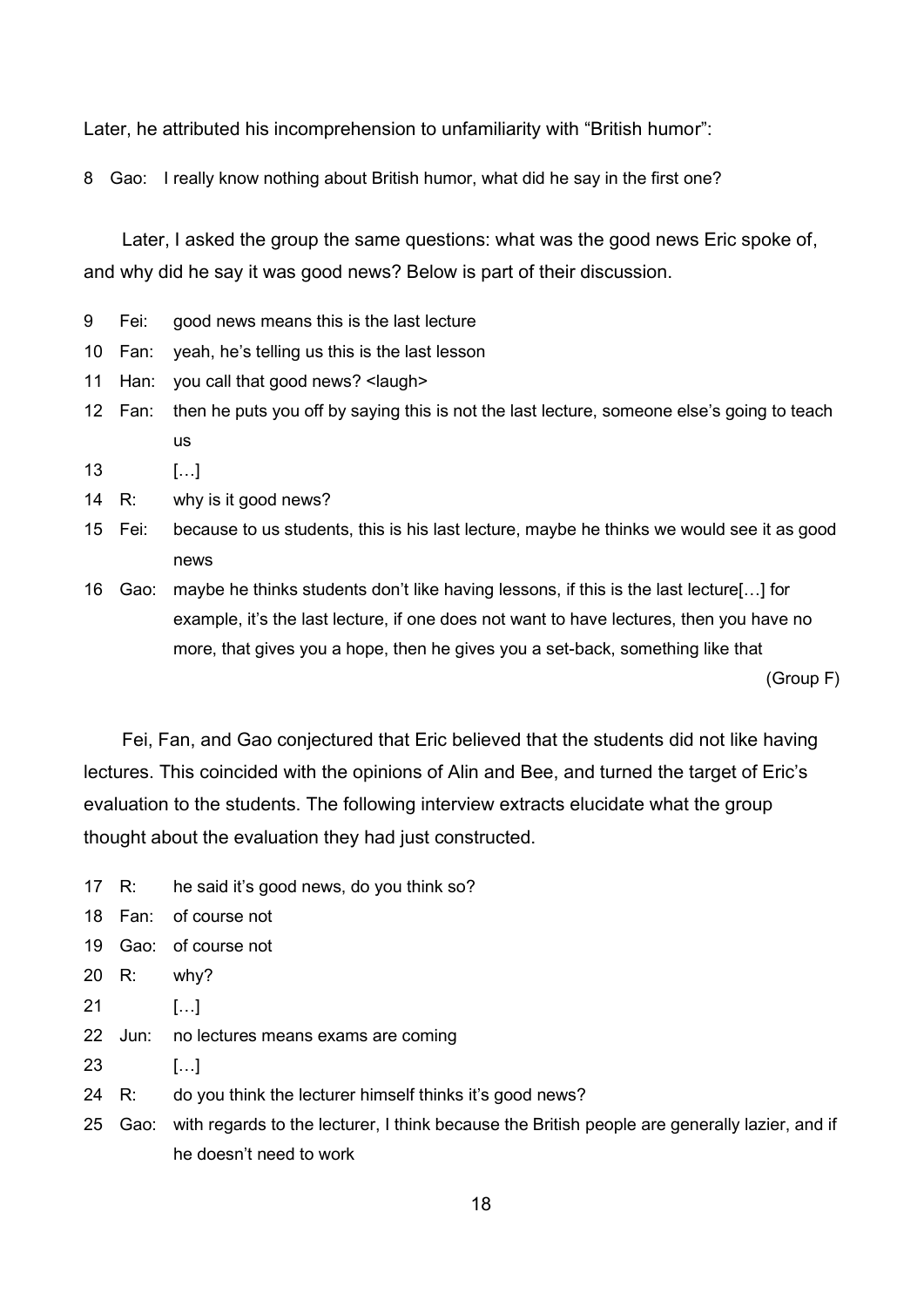Later, he attributed his incomprehension to unfamiliarity with "British humor":

8 Gao: I really know nothing about British humor, what did he say in the first one?

Later, I asked the group the same questions: what was the good news Eric spoke of, and why did he say it was good news? Below is part of their discussion.

9 Fei: good news means this is the last lecture
10 Fan: yeah, he's telling us this is the last lesson
11 Han: you call that good news? <laugh>
12 Fan: then he puts you off by saying this is not the last lecture, someone else's going to teach us
13 […]
14 R: why is it good news?
15 Fei: because to us students, this is his last lecture, maybe he thinks we would see it as good news
16 Gao: maybe he thinks students don't like having lessons, if this is the last lecture[…] for example, it's the last lecture, if one does not want to have lectures, then you have no more, that gives you a hope, then he gives you a set-back, something like that

(Group F)

Fei, Fan, and Gao conjectured that Eric believed that the students did not like having lectures. This coincided with the opinions of Alin and Bee, and turned the target of Eric's evaluation to the students. The following interview extracts elucidate what the group thought about the evaluation they had just constructed.

17 R: he said it's good news, do you think so?
18 Fan: of course not
19 Gao: of course not
20 R: why?
21 […]
22 Jun: no lectures means exams are coming
23 […]
24 R: do you think the lecturer himself thinks it's good news?
25 Gao: with regards to the lecturer, I think because the British people are generally lazier, and if he doesn't need to work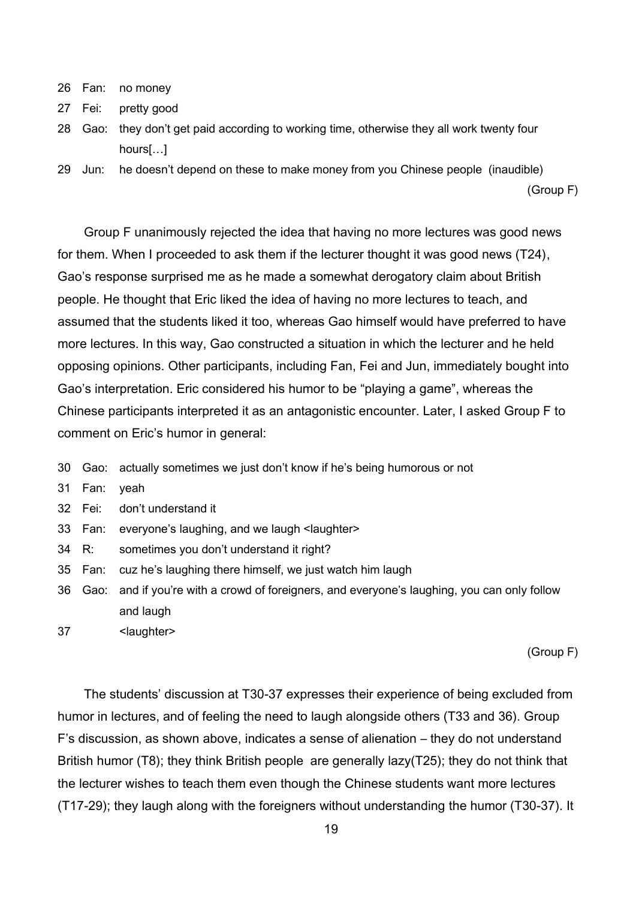26 Fan: no money

27 Fei: pretty good

28 Gao: they don't get paid according to working time, otherwise they all work twenty four hours[…]

29 Jun: he doesn't depend on these to make money from you Chinese people (inaudible)

(Group F)

Group F unanimously rejected the idea that having no more lectures was good news for them. When I proceeded to ask them if the lecturer thought it was good news (T24), Gao's response surprised me as he made a somewhat derogatory claim about British people. He thought that Eric liked the idea of having no more lectures to teach, and assumed that the students liked it too, whereas Gao himself would have preferred to have more lectures. In this way, Gao constructed a situation in which the lecturer and he held opposing opinions. Other participants, including Fan, Fei and Jun, immediately bought into Gao's interpretation. Eric considered his humor to be "playing a game", whereas the Chinese participants interpreted it as an antagonistic encounter. Later, I asked Group F to comment on Eric's humor in general:

30 Gao: actually sometimes we just don't know if he's being humorous or not

31 Fan: yeah

32 Fei: don't understand it

33 Fan: everyone's laughing, and we laugh <laughter>

34 R: sometimes you don't understand it right?

35 Fan: cuz he's laughing there himself, we just watch him laugh

36 Gao: and if you're with a crowd of foreigners, and everyone's laughing, you can only follow and laugh

37 <laughter>

(Group F)

The students' discussion at T30-37 expresses their experience of being excluded from humor in lectures, and of feeling the need to laugh alongside others (T33 and 36). Group F's discussion, as shown above, indicates a sense of alienation – they do not understand British humor (T8); they think British people are generally lazy(T25); they do not think that the lecturer wishes to teach them even though the Chinese students want more lectures (T17-29); they laugh along with the foreigners without understanding the humor (T30-37). It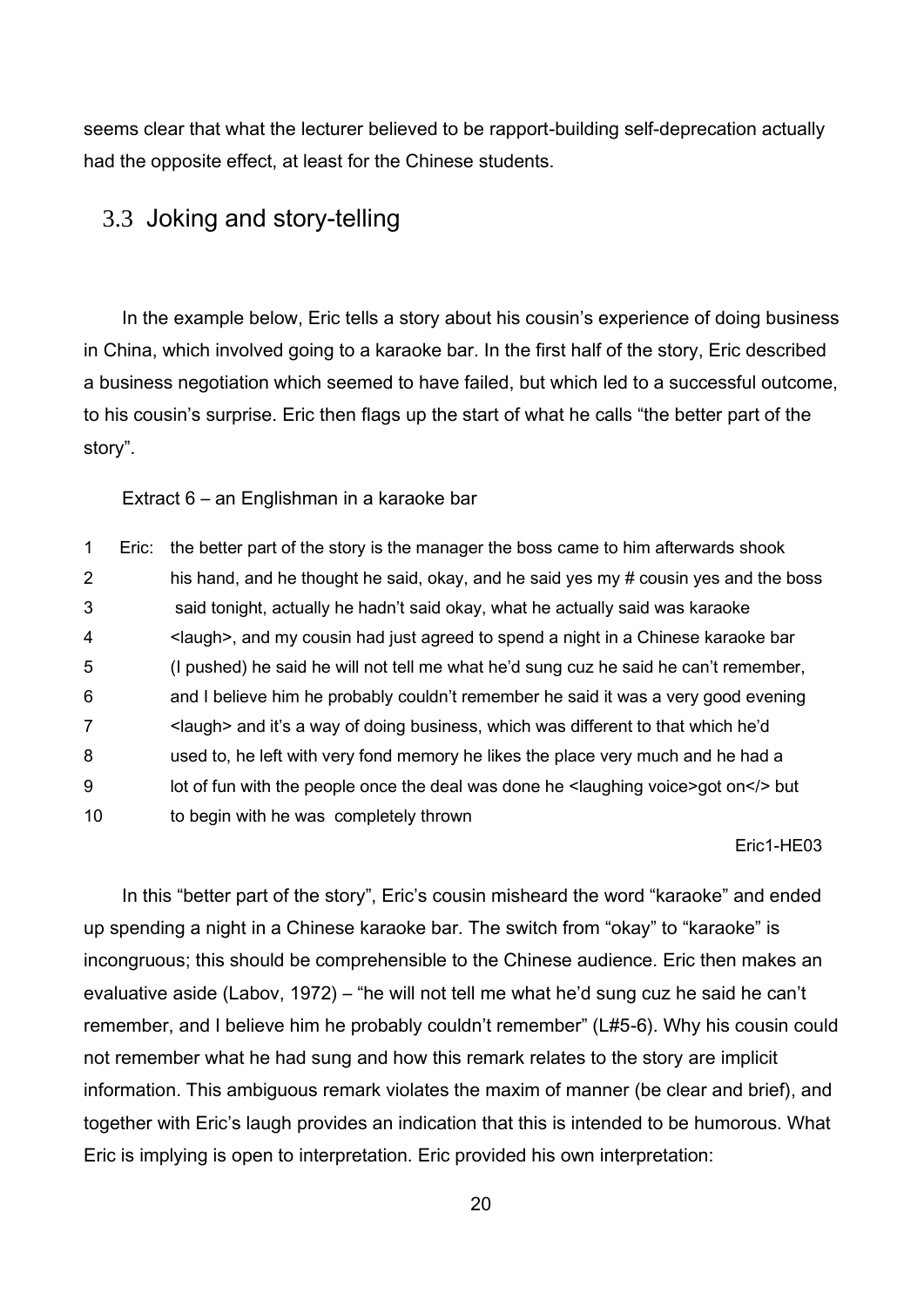seems clear that what the lecturer believed to be rapport-building self-deprecation actually had the opposite effect, at least for the Chinese students.

## 3.3 Joking and story-telling

In the example below, Eric tells a story about his cousin's experience of doing business in China, which involved going to a karaoke bar. In the first half of the story, Eric described a business negotiation which seemed to have failed, but which led to a successful outcome, to his cousin's surprise. Eric then flags up the start of what he calls "the better part of the story".

Extract 6 – an Englishman in a karaoke bar

```
1    Eric:  the better part of the story is the manager the boss came to him afterwards shook
2           his hand, and he thought he said, okay, and he said yes my # cousin yes and the boss
3           said tonight, actually he hadn't said okay, what he actually said was karaoke
4           <laugh>, and my cousin had just agreed to spend a night in a Chinese karaoke bar
5           (I pushed) he said he will not tell me what he'd sung cuz he said he can't remember,
6           and I believe him he probably couldn't remember he said it was a very good evening
7           <laugh> and it's a way of doing business, which was different to that which he'd
8           used to, he left with very fond memory he likes the place very much and he had a
9           lot of fun with the people once the deal was done he <laughing voice>got on</> but
10          to begin with he was completely thrown
```

Eric1-HE03

In this "better part of the story", Eric's cousin misheard the word "karaoke" and ended up spending a night in a Chinese karaoke bar. The switch from "okay" to "karaoke" is incongruous; this should be comprehensible to the Chinese audience. Eric then makes an evaluative aside (Labov, 1972) – "he will not tell me what he'd sung cuz he said he can't remember, and I believe him he probably couldn't remember" (L#5-6). Why his cousin could not remember what he had sung and how this remark relates to the story are implicit information. This ambiguous remark violates the maxim of manner (be clear and brief), and together with Eric's laugh provides an indication that this is intended to be humorous. What Eric is implying is open to interpretation. Eric provided his own interpretation: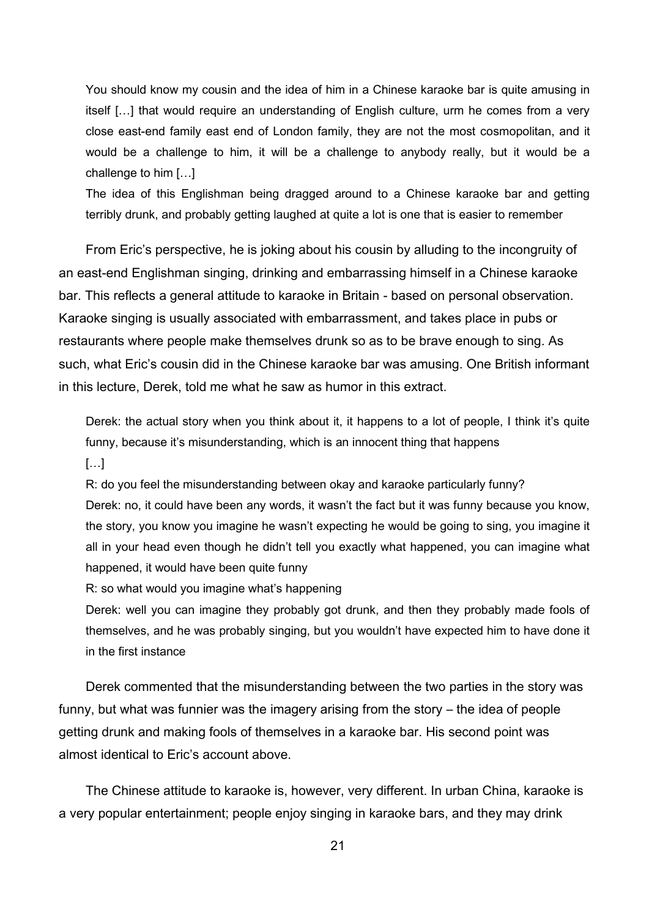> You should know my cousin and the idea of him in a Chinese karaoke bar is quite amusing in itself […] that would require an understanding of English culture, urm he comes from a very close east-end family east end of London family, they are not the most cosmopolitan, and it would be a challenge to him, it will be a challenge to anybody really, but it would be a challenge to him […]
>
> The idea of this Englishman being dragged around to a Chinese karaoke bar and getting terribly drunk, and probably getting laughed at quite a lot is one that is easier to remember

From Eric's perspective, he is joking about his cousin by alluding to the incongruity of an east-end Englishman singing, drinking and embarrassing himself in a Chinese karaoke bar. This reflects a general attitude to karaoke in Britain - based on personal observation. Karaoke singing is usually associated with embarrassment, and takes place in pubs or restaurants where people make themselves drunk so as to be brave enough to sing. As such, what Eric's cousin did in the Chinese karaoke bar was amusing. One British informant in this lecture, Derek, told me what he saw as humor in this extract.

> Derek: the actual story when you think about it, it happens to a lot of people, I think it's quite funny, because it's misunderstanding, which is an innocent thing that happens
>
> […]
>
> R: do you feel the misunderstanding between okay and karaoke particularly funny?
>
> Derek: no, it could have been any words, it wasn't the fact but it was funny because you know, the story, you know you imagine he wasn't expecting he would be going to sing, you imagine it all in your head even though he didn't tell you exactly what happened, you can imagine what happened, it would have been quite funny
>
> R: so what would you imagine what's happening
>
> Derek: well you can imagine they probably got drunk, and then they probably made fools of themselves, and he was probably singing, but you wouldn't have expected him to have done it in the first instance

Derek commented that the misunderstanding between the two parties in the story was funny, but what was funnier was the imagery arising from the story – the idea of people getting drunk and making fools of themselves in a karaoke bar. His second point was almost identical to Eric's account above.

The Chinese attitude to karaoke is, however, very different. In urban China, karaoke is a very popular entertainment; people enjoy singing in karaoke bars, and they may drink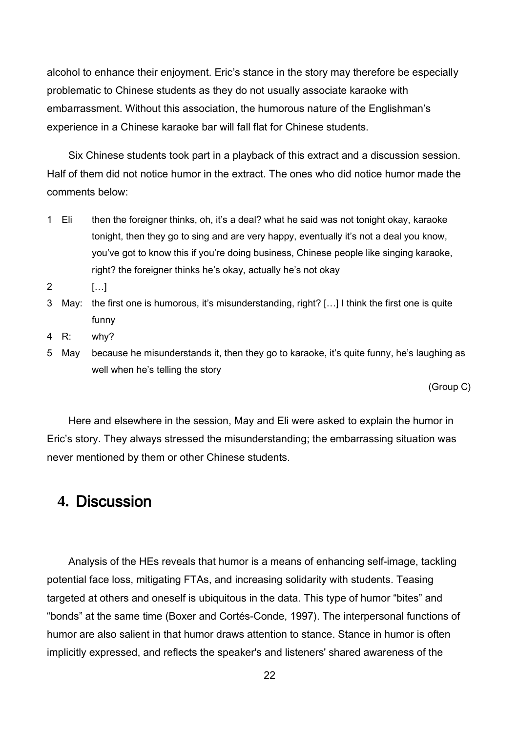alcohol to enhance their enjoyment. Eric's stance in the story may therefore be especially problematic to Chinese students as they do not usually associate karaoke with embarrassment. Without this association, the humorous nature of the Englishman's experience in a Chinese karaoke bar will fall flat for Chinese students.

Six Chinese students took part in a playback of this extract and a discussion session. Half of them did not notice humor in the extract. The ones who did notice humor made the comments below:

| | | |
|---|---|---|
| 1 | Eli | then the foreigner thinks, oh, it's a deal? what he said was not tonight okay, karaoke tonight, then they go to sing and are very happy, eventually it's not a deal you know, you've got to know this if you're doing business, Chinese people like singing karaoke, right? the foreigner thinks he's okay, actually he's not okay |
| 2 | | […] |
| 3 | May: | the first one is humorous, it's misunderstanding, right? […] I think the first one is quite funny |
| 4 | R: | why? |
| 5 | May | because he misunderstands it, then they go to karaoke, it's quite funny, he's laughing as well when he's telling the story |

(Group C)

Here and elsewhere in the session, May and Eli were asked to explain the humor in Eric's story. They always stressed the misunderstanding; the embarrassing situation was never mentioned by them or other Chinese students.

## 4. Discussion

Analysis of the HEs reveals that humor is a means of enhancing self-image, tackling potential face loss, mitigating FTAs, and increasing solidarity with students. Teasing targeted at others and oneself is ubiquitous in the data. This type of humor "bites" and "bonds" at the same time (Boxer and Cortés-Conde, 1997). The interpersonal functions of humor are also salient in that humor draws attention to stance. Stance in humor is often implicitly expressed, and reflects the speaker's and listeners' shared awareness of the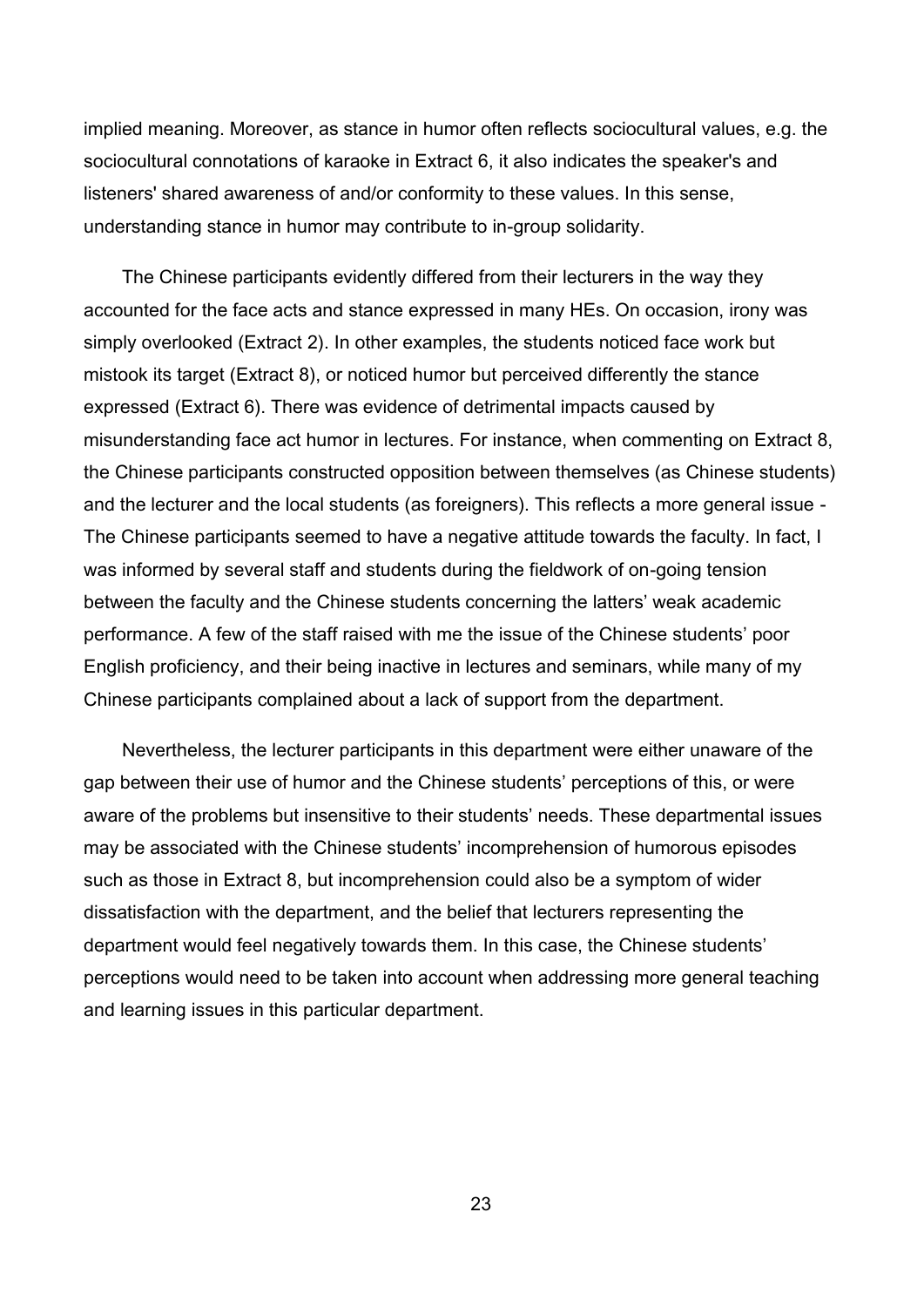implied meaning. Moreover, as stance in humor often reflects sociocultural values, e.g. the sociocultural connotations of karaoke in Extract 6, it also indicates the speaker's and listeners' shared awareness of and/or conformity to these values. In this sense, understanding stance in humor may contribute to in-group solidarity.

The Chinese participants evidently differed from their lecturers in the way they accounted for the face acts and stance expressed in many HEs. On occasion, irony was simply overlooked (Extract 2). In other examples, the students noticed face work but mistook its target (Extract 8), or noticed humor but perceived differently the stance expressed (Extract 6). There was evidence of detrimental impacts caused by misunderstanding face act humor in lectures. For instance, when commenting on Extract 8, the Chinese participants constructed opposition between themselves (as Chinese students) and the lecturer and the local students (as foreigners). This reflects a more general issue - The Chinese participants seemed to have a negative attitude towards the faculty. In fact, I was informed by several staff and students during the fieldwork of on-going tension between the faculty and the Chinese students concerning the latters' weak academic performance. A few of the staff raised with me the issue of the Chinese students' poor English proficiency, and their being inactive in lectures and seminars, while many of my Chinese participants complained about a lack of support from the department.

Nevertheless, the lecturer participants in this department were either unaware of the gap between their use of humor and the Chinese students' perceptions of this, or were aware of the problems but insensitive to their students' needs. These departmental issues may be associated with the Chinese students' incomprehension of humorous episodes such as those in Extract 8, but incomprehension could also be a symptom of wider dissatisfaction with the department, and the belief that lecturers representing the department would feel negatively towards them. In this case, the Chinese students' perceptions would need to be taken into account when addressing more general teaching and learning issues in this particular department.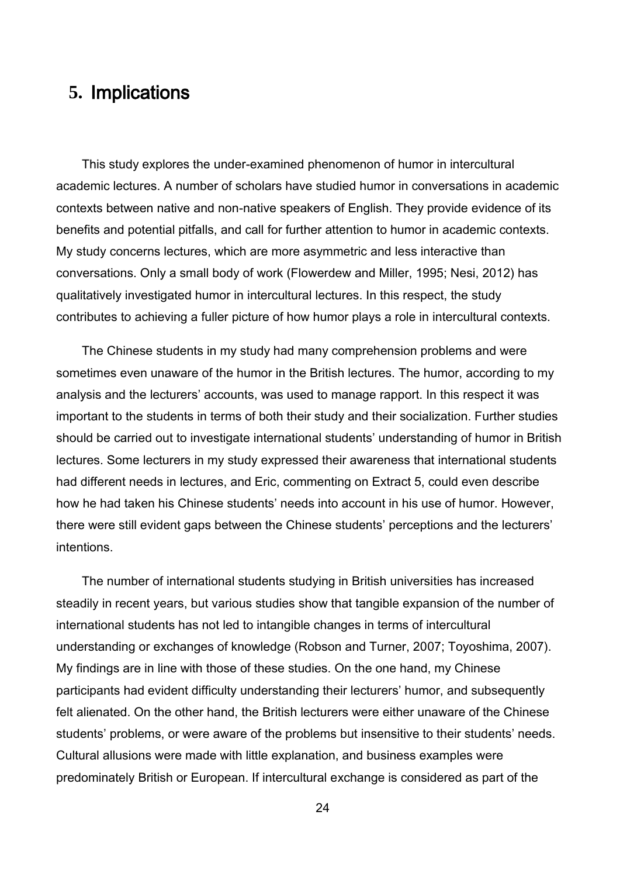# 5. Implications

This study explores the under-examined phenomenon of humor in intercultural academic lectures. A number of scholars have studied humor in conversations in academic contexts between native and non-native speakers of English. They provide evidence of its benefits and potential pitfalls, and call for further attention to humor in academic contexts. My study concerns lectures, which are more asymmetric and less interactive than conversations. Only a small body of work (Flowerdew and Miller, 1995; Nesi, 2012) has qualitatively investigated humor in intercultural lectures. In this respect, the study contributes to achieving a fuller picture of how humor plays a role in intercultural contexts.

The Chinese students in my study had many comprehension problems and were sometimes even unaware of the humor in the British lectures. The humor, according to my analysis and the lecturers' accounts, was used to manage rapport. In this respect it was important to the students in terms of both their study and their socialization. Further studies should be carried out to investigate international students' understanding of humor in British lectures. Some lecturers in my study expressed their awareness that international students had different needs in lectures, and Eric, commenting on Extract 5, could even describe how he had taken his Chinese students' needs into account in his use of humor. However, there were still evident gaps between the Chinese students' perceptions and the lecturers' intentions.

The number of international students studying in British universities has increased steadily in recent years, but various studies show that tangible expansion of the number of international students has not led to intangible changes in terms of intercultural understanding or exchanges of knowledge (Robson and Turner, 2007; Toyoshima, 2007). My findings are in line with those of these studies. On the one hand, my Chinese participants had evident difficulty understanding their lecturers' humor, and subsequently felt alienated. On the other hand, the British lecturers were either unaware of the Chinese students' problems, or were aware of the problems but insensitive to their students' needs. Cultural allusions were made with little explanation, and business examples were predominately British or European. If intercultural exchange is considered as part of the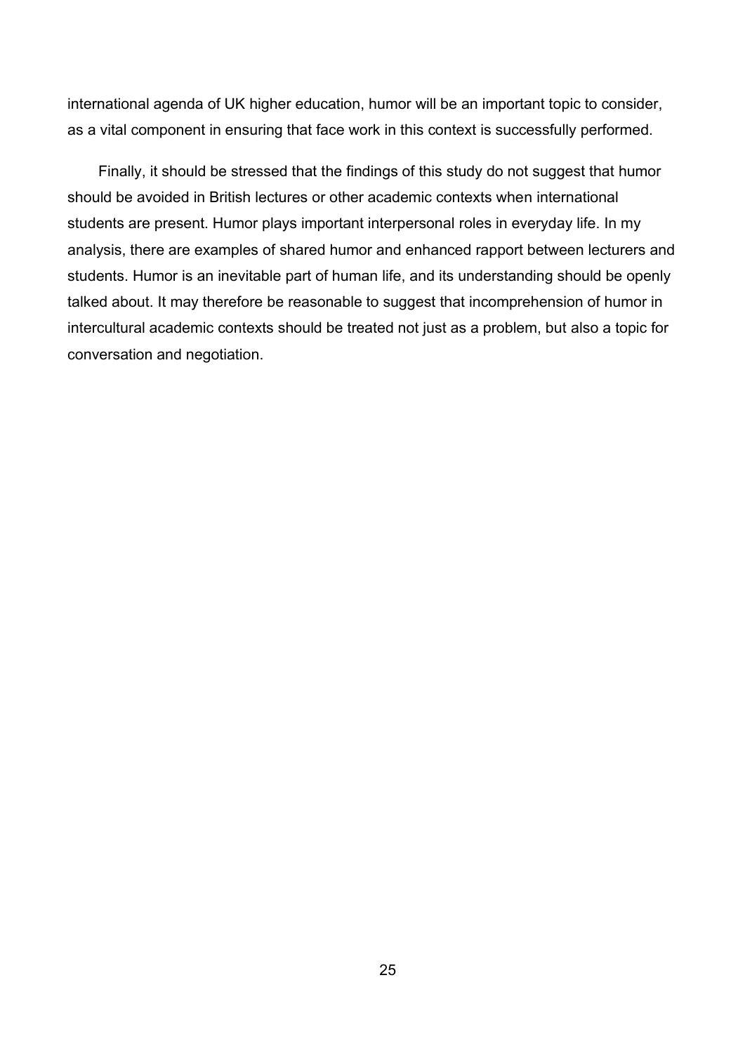international agenda of UK higher education, humor will be an important topic to consider, as a vital component in ensuring that face work in this context is successfully performed.

Finally, it should be stressed that the findings of this study do not suggest that humor should be avoided in British lectures or other academic contexts when international students are present. Humor plays important interpersonal roles in everyday life. In my analysis, there are examples of shared humor and enhanced rapport between lecturers and students. Humor is an inevitable part of human life, and its understanding should be openly talked about. It may therefore be reasonable to suggest that incomprehension of humor in intercultural academic contexts should be treated not just as a problem, but also a topic for conversation and negotiation.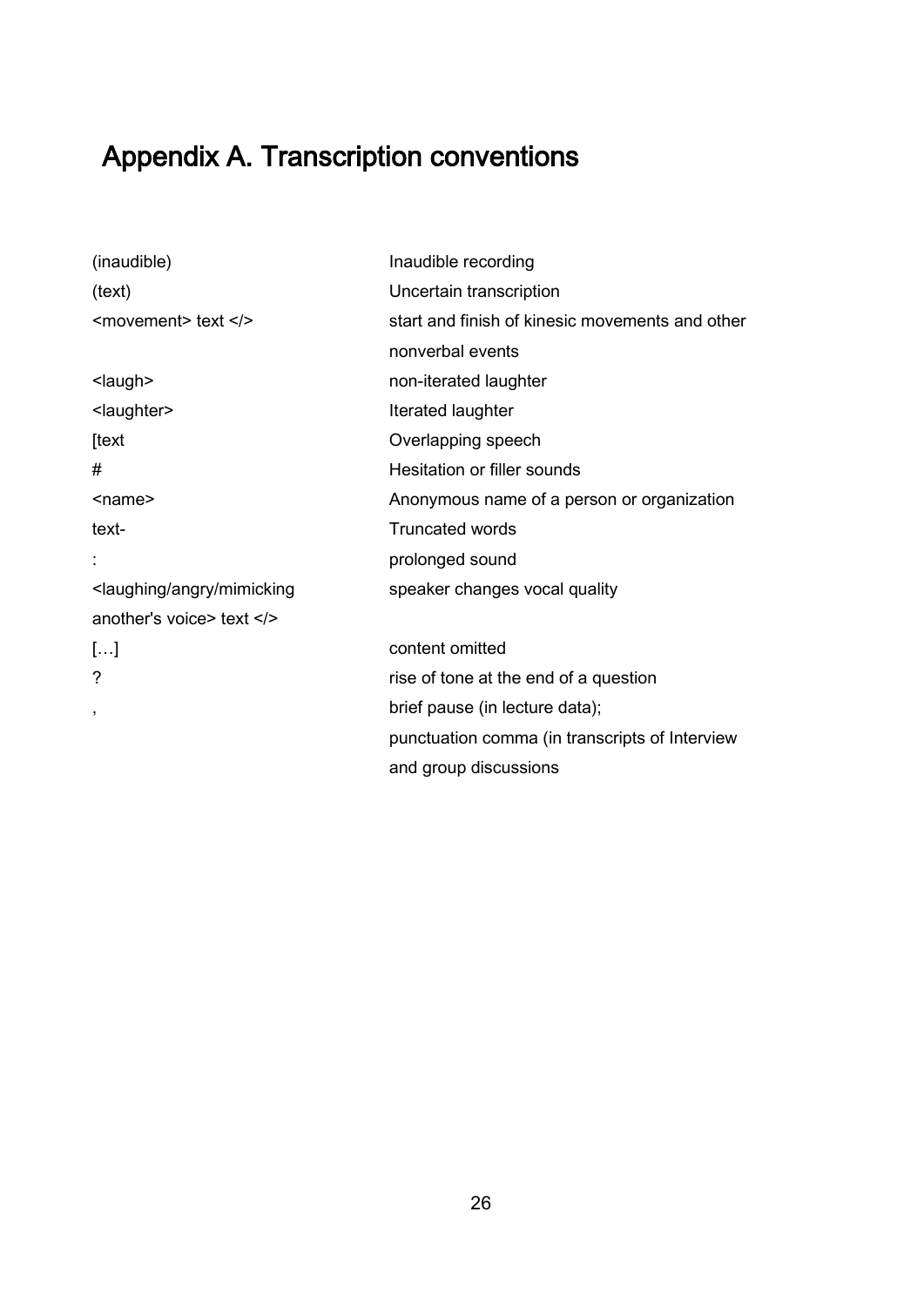# Appendix A. Transcription conventions

| | |
|---|---|
| (inaudible) | Inaudible recording |
| (text) | Uncertain transcription |
| <movement> text </> | start and finish of kinesic movements and other nonverbal events |
| <laugh> | non-iterated laughter |
| <laughter> | Iterated laughter |
| [text | Overlapping speech |
| # | Hesitation or filler sounds |
| <name> | Anonymous name of a person or organization |
| text- | Truncated words |
| : | prolonged sound |
| <laughing/angry/mimicking another's voice> text </> | speaker changes vocal quality |
| […] | content omitted |
| ? | rise of tone at the end of a question |
| , | brief pause (in lecture data); punctuation comma (in transcripts of Interview and group discussions |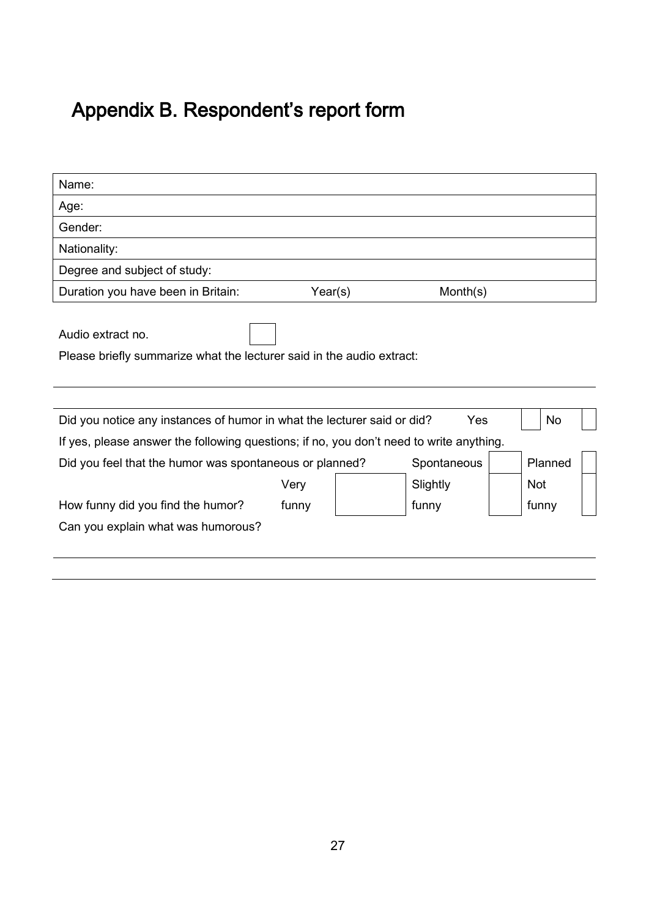# Appendix B. Respondent's report form

| Name: | | |
|---|---|---|
| Age: | | |
| Gender: | | |
| Nationality: | | |
| Degree and subject of study: | | |
| Duration you have been in Britain: | Year(s) | Month(s) |

Audio extract no. ☐

Please briefly summarize what the lecturer said in the audio extract:

---

Did you notice any instances of humor in what the lecturer said or did? Yes ☐ No ☐

If yes, please answer the following questions; if no, you don't need to write anything.

Did you feel that the humor was spontaneous or planned? Spontaneous ☐ Planned ☐

How funny did you find the humor? Very funny ☐ Slightly funny ☐ Not funny ☐

Can you explain what was humorous?

---

---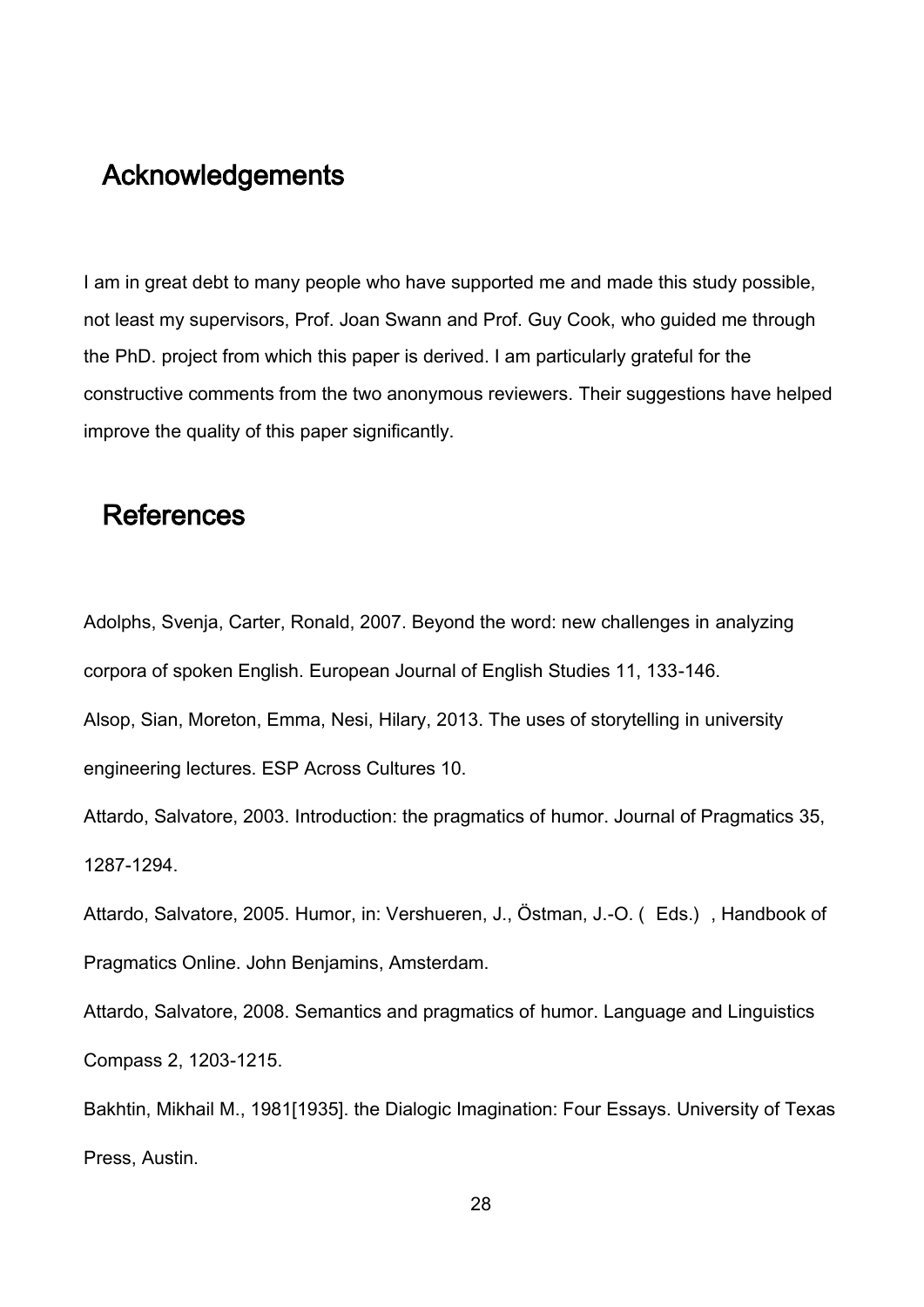## Acknowledgements

I am in great debt to many people who have supported me and made this study possible, not least my supervisors, Prof. Joan Swann and Prof. Guy Cook, who guided me through the PhD. project from which this paper is derived. I am particularly grateful for the constructive comments from the two anonymous reviewers. Their suggestions have helped improve the quality of this paper significantly.

## References

Adolphs, Svenja, Carter, Ronald, 2007. Beyond the word: new challenges in analyzing corpora of spoken English. European Journal of English Studies 11, 133-146.

Alsop, Sian, Moreton, Emma, Nesi, Hilary, 2013. The uses of storytelling in university engineering lectures. ESP Across Cultures 10.

Attardo, Salvatore, 2003. Introduction: the pragmatics of humor. Journal of Pragmatics 35, 1287-1294.

Attardo, Salvatore, 2005. Humor, in: Vershueren, J., Östman, J.-O. ( Eds.) , Handbook of Pragmatics Online. John Benjamins, Amsterdam.

Attardo, Salvatore, 2008. Semantics and pragmatics of humor. Language and Linguistics Compass 2, 1203-1215.

Bakhtin, Mikhail M., 1981[1935]. the Dialogic Imagination: Four Essays. University of Texas Press, Austin.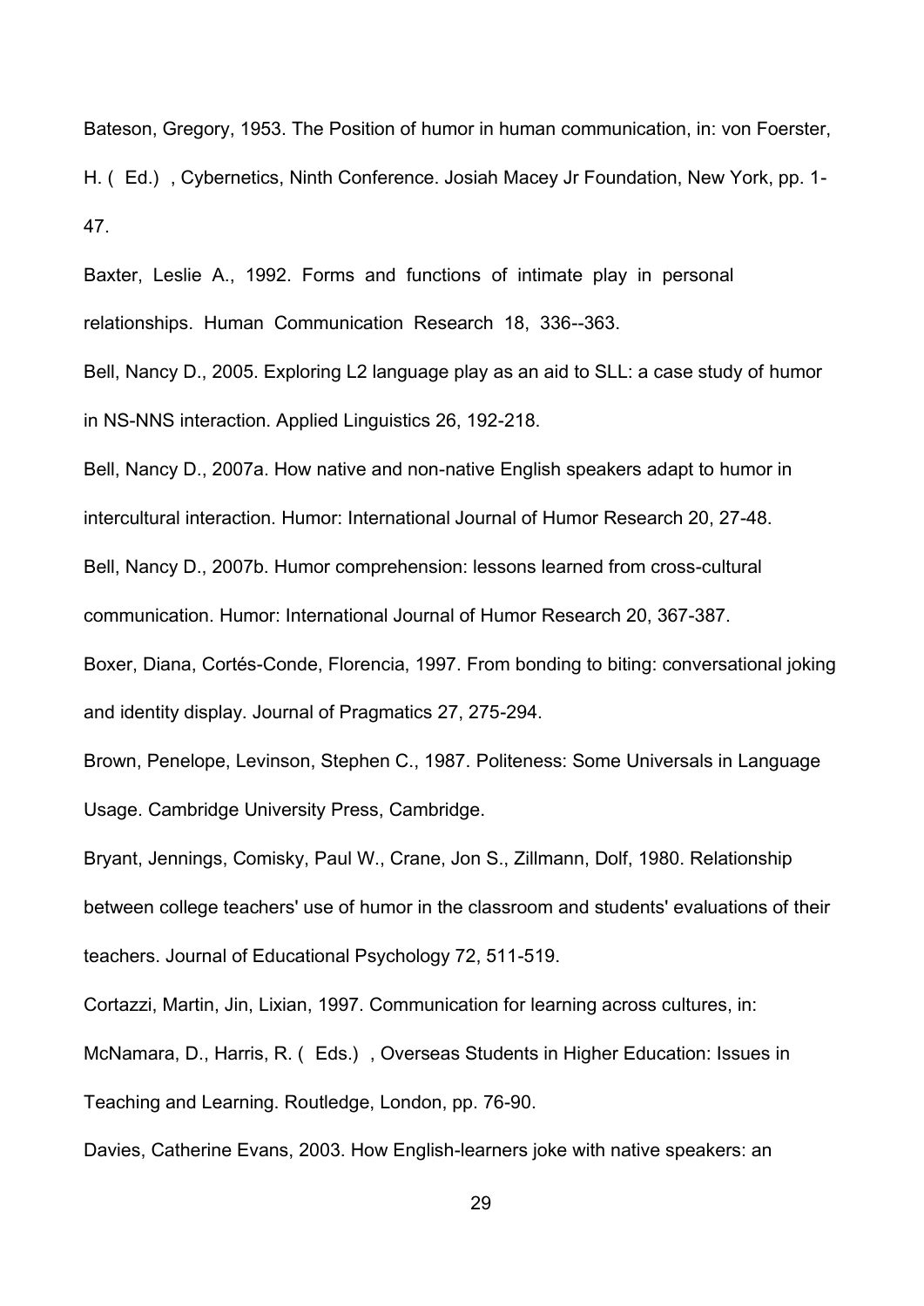Bateson, Gregory, 1953. The Position of humor in human communication, in: von Foerster, H. ( Ed.) , Cybernetics, Ninth Conference. Josiah Macey Jr Foundation, New York, pp. 1-47.

Baxter, Leslie A., 1992. Forms and functions of intimate play in personal relationships. Human Communication Research 18, 336--363.

Bell, Nancy D., 2005. Exploring L2 language play as an aid to SLL: a case study of humor in NS-NNS interaction. Applied Linguistics 26, 192-218.

Bell, Nancy D., 2007a. How native and non-native English speakers adapt to humor in intercultural interaction. Humor: International Journal of Humor Research 20, 27-48.

Bell, Nancy D., 2007b. Humor comprehension: lessons learned from cross-cultural communication. Humor: International Journal of Humor Research 20, 367-387.

Boxer, Diana, Cortés-Conde, Florencia, 1997. From bonding to biting: conversational joking and identity display. Journal of Pragmatics 27, 275-294.

Brown, Penelope, Levinson, Stephen C., 1987. Politeness: Some Universals in Language Usage. Cambridge University Press, Cambridge.

Bryant, Jennings, Comisky, Paul W., Crane, Jon S., Zillmann, Dolf, 1980. Relationship between college teachers' use of humor in the classroom and students' evaluations of their teachers. Journal of Educational Psychology 72, 511-519.

Cortazzi, Martin, Jin, Lixian, 1997. Communication for learning across cultures, in: McNamara, D., Harris, R. ( Eds.) , Overseas Students in Higher Education: Issues in Teaching and Learning. Routledge, London, pp. 76-90.

Davies, Catherine Evans, 2003. How English-learners joke with native speakers: an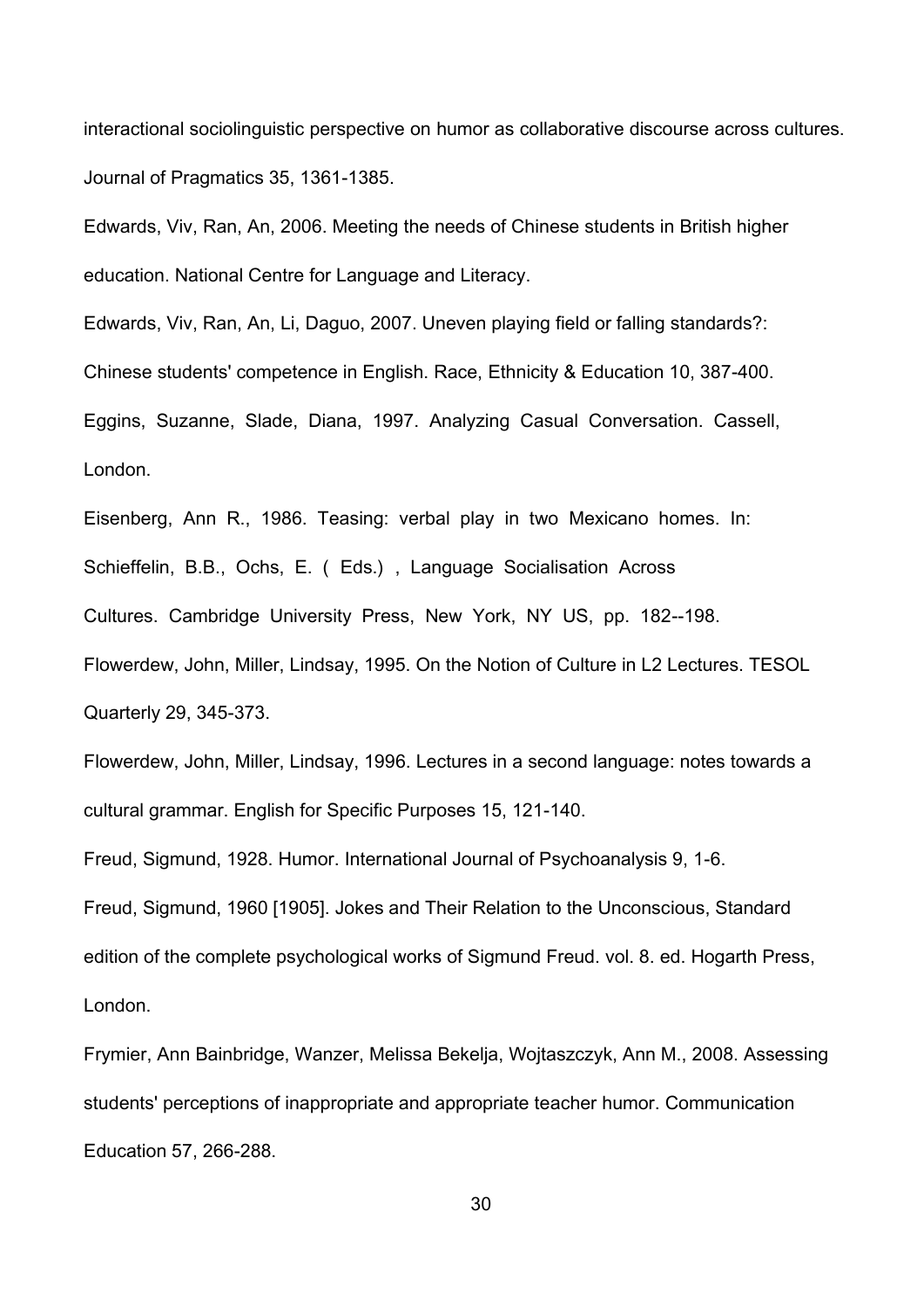interactional sociolinguistic perspective on humor as collaborative discourse across cultures. Journal of Pragmatics 35, 1361-1385.

Edwards, Viv, Ran, An, 2006. Meeting the needs of Chinese students in British higher education. National Centre for Language and Literacy.

Edwards, Viv, Ran, An, Li, Daguo, 2007. Uneven playing field or falling standards?: Chinese students' competence in English. Race, Ethnicity & Education 10, 387-400.

Eggins, Suzanne, Slade, Diana, 1997. Analyzing Casual Conversation. Cassell, London.

Eisenberg, Ann R., 1986. Teasing: verbal play in two Mexicano homes. In: Schieffelin, B.B., Ochs, E. ( Eds.) , Language Socialisation Across Cultures. Cambridge University Press, New York, NY US, pp. 182--198.

Flowerdew, John, Miller, Lindsay, 1995. On the Notion of Culture in L2 Lectures. TESOL Quarterly 29, 345-373.

Flowerdew, John, Miller, Lindsay, 1996. Lectures in a second language: notes towards a cultural grammar. English for Specific Purposes 15, 121-140.

Freud, Sigmund, 1928. Humor. International Journal of Psychoanalysis 9, 1-6.

Freud, Sigmund, 1960 [1905]. Jokes and Their Relation to the Unconscious, Standard edition of the complete psychological works of Sigmund Freud. vol. 8. ed. Hogarth Press, London.

Frymier, Ann Bainbridge, Wanzer, Melissa Bekelja, Wojtaszczyk, Ann M., 2008. Assessing students' perceptions of inappropriate and appropriate teacher humor. Communication Education 57, 266-288.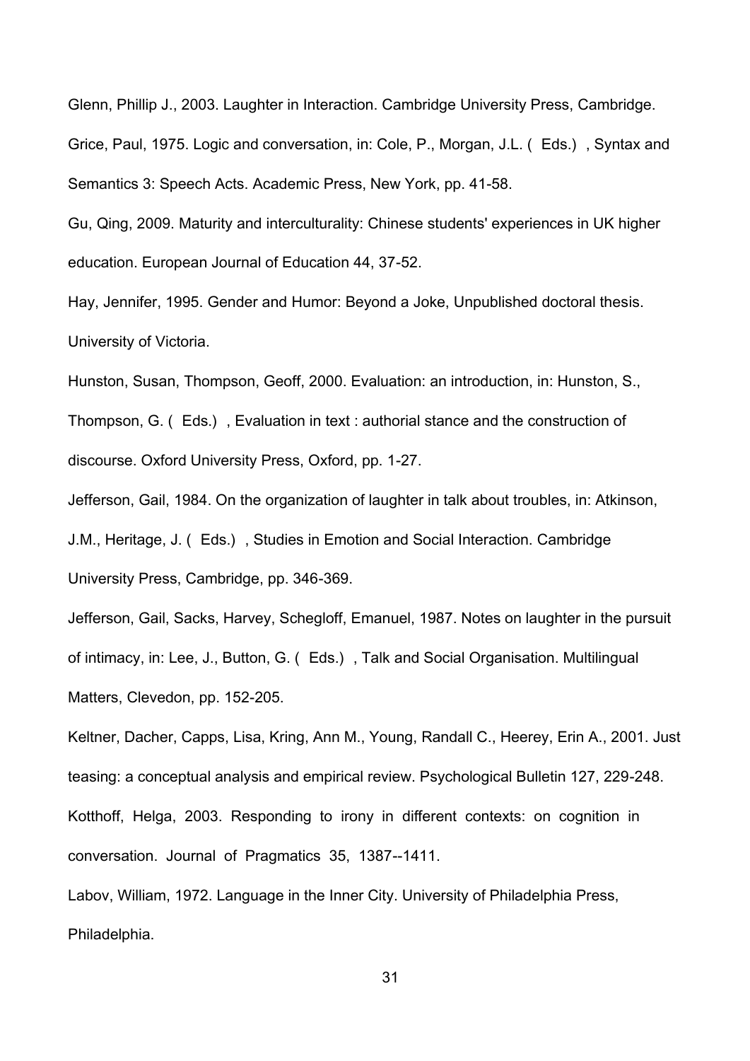Glenn, Phillip J., 2003. Laughter in Interaction. Cambridge University Press, Cambridge.

Grice, Paul, 1975. Logic and conversation, in: Cole, P., Morgan, J.L. ( Eds.) , Syntax and Semantics 3: Speech Acts. Academic Press, New York, pp. 41-58.

Gu, Qing, 2009. Maturity and interculturality: Chinese students' experiences in UK higher education. European Journal of Education 44, 37-52.

Hay, Jennifer, 1995. Gender and Humor: Beyond a Joke, Unpublished doctoral thesis. University of Victoria.

Hunston, Susan, Thompson, Geoff, 2000. Evaluation: an introduction, in: Hunston, S., Thompson, G. ( Eds.) , Evaluation in text : authorial stance and the construction of discourse. Oxford University Press, Oxford, pp. 1-27.

Jefferson, Gail, 1984. On the organization of laughter in talk about troubles, in: Atkinson, J.M., Heritage, J. ( Eds.) , Studies in Emotion and Social Interaction. Cambridge University Press, Cambridge, pp. 346-369.

Jefferson, Gail, Sacks, Harvey, Schegloff, Emanuel, 1987. Notes on laughter in the pursuit of intimacy, in: Lee, J., Button, G. ( Eds.) , Talk and Social Organisation. Multilingual Matters, Clevedon, pp. 152-205.

Keltner, Dacher, Capps, Lisa, Kring, Ann M., Young, Randall C., Heerey, Erin A., 2001. Just teasing: a conceptual analysis and empirical review. Psychological Bulletin 127, 229-248.

Kotthoff, Helga, 2003. Responding to irony in different contexts: on cognition in conversation. Journal of Pragmatics 35, 1387--1411.

Labov, William, 1972. Language in the Inner City. University of Philadelphia Press, Philadelphia.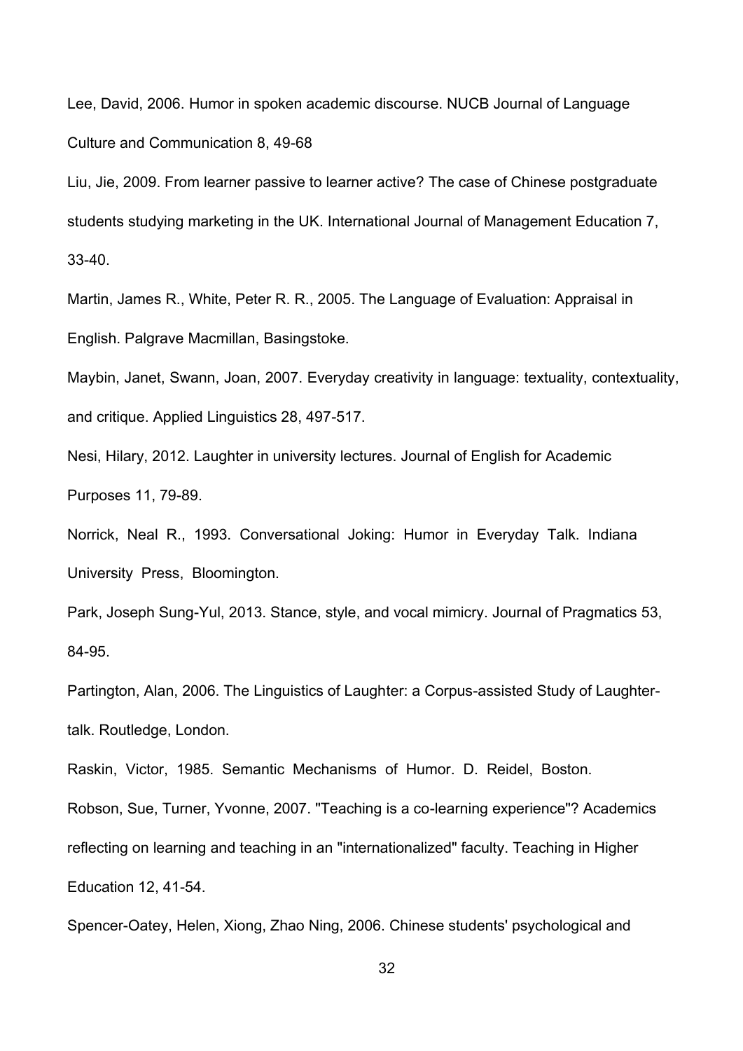Lee, David, 2006. Humor in spoken academic discourse. NUCB Journal of Language Culture and Communication 8, 49-68

Liu, Jie, 2009. From learner passive to learner active? The case of Chinese postgraduate students studying marketing in the UK. International Journal of Management Education 7, 33-40.

Martin, James R., White, Peter R. R., 2005. The Language of Evaluation: Appraisal in English. Palgrave Macmillan, Basingstoke.

Maybin, Janet, Swann, Joan, 2007. Everyday creativity in language: textuality, contextuality, and critique. Applied Linguistics 28, 497-517.

Nesi, Hilary, 2012. Laughter in university lectures. Journal of English for Academic Purposes 11, 79-89.

Norrick, Neal R., 1993. Conversational Joking: Humor in Everyday Talk. Indiana University Press, Bloomington.

Park, Joseph Sung-Yul, 2013. Stance, style, and vocal mimicry. Journal of Pragmatics 53, 84-95.

Partington, Alan, 2006. The Linguistics of Laughter: a Corpus-assisted Study of Laughter-talk. Routledge, London.

Raskin, Victor, 1985. Semantic Mechanisms of Humor. D. Reidel, Boston.

Robson, Sue, Turner, Yvonne, 2007. "Teaching is a co-learning experience"? Academics reflecting on learning and teaching in an "internationalized" faculty. Teaching in Higher Education 12, 41-54.

Spencer-Oatey, Helen, Xiong, Zhao Ning, 2006. Chinese students' psychological and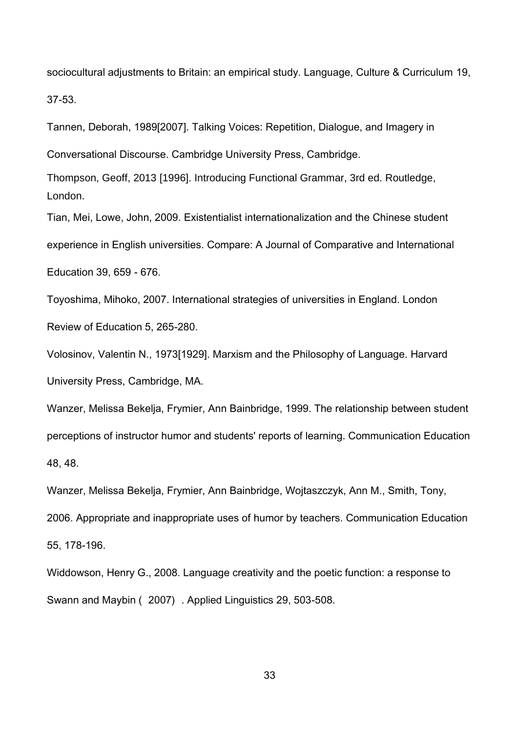sociocultural adjustments to Britain: an empirical study. Language, Culture & Curriculum 19, 37-53.

Tannen, Deborah, 1989[2007]. Talking Voices: Repetition, Dialogue, and Imagery in Conversational Discourse. Cambridge University Press, Cambridge.

Thompson, Geoff, 2013 [1996]. Introducing Functional Grammar, 3rd ed. Routledge, London.

Tian, Mei, Lowe, John, 2009. Existentialist internationalization and the Chinese student experience in English universities. Compare: A Journal of Comparative and International Education 39, 659 - 676.

Toyoshima, Mihoko, 2007. International strategies of universities in England. London Review of Education 5, 265-280.

Volosinov, Valentin N., 1973[1929]. Marxism and the Philosophy of Language. Harvard University Press, Cambridge, MA.

Wanzer, Melissa Bekelja, Frymier, Ann Bainbridge, 1999. The relationship between student perceptions of instructor humor and students' reports of learning. Communication Education 48, 48.

Wanzer, Melissa Bekelja, Frymier, Ann Bainbridge, Wojtaszczyk, Ann M., Smith, Tony, 2006. Appropriate and inappropriate uses of humor by teachers. Communication Education 55, 178-196.

Widdowson, Henry G., 2008. Language creativity and the poetic function: a response to Swann and Maybin ( 2007) . Applied Linguistics 29, 503-508.